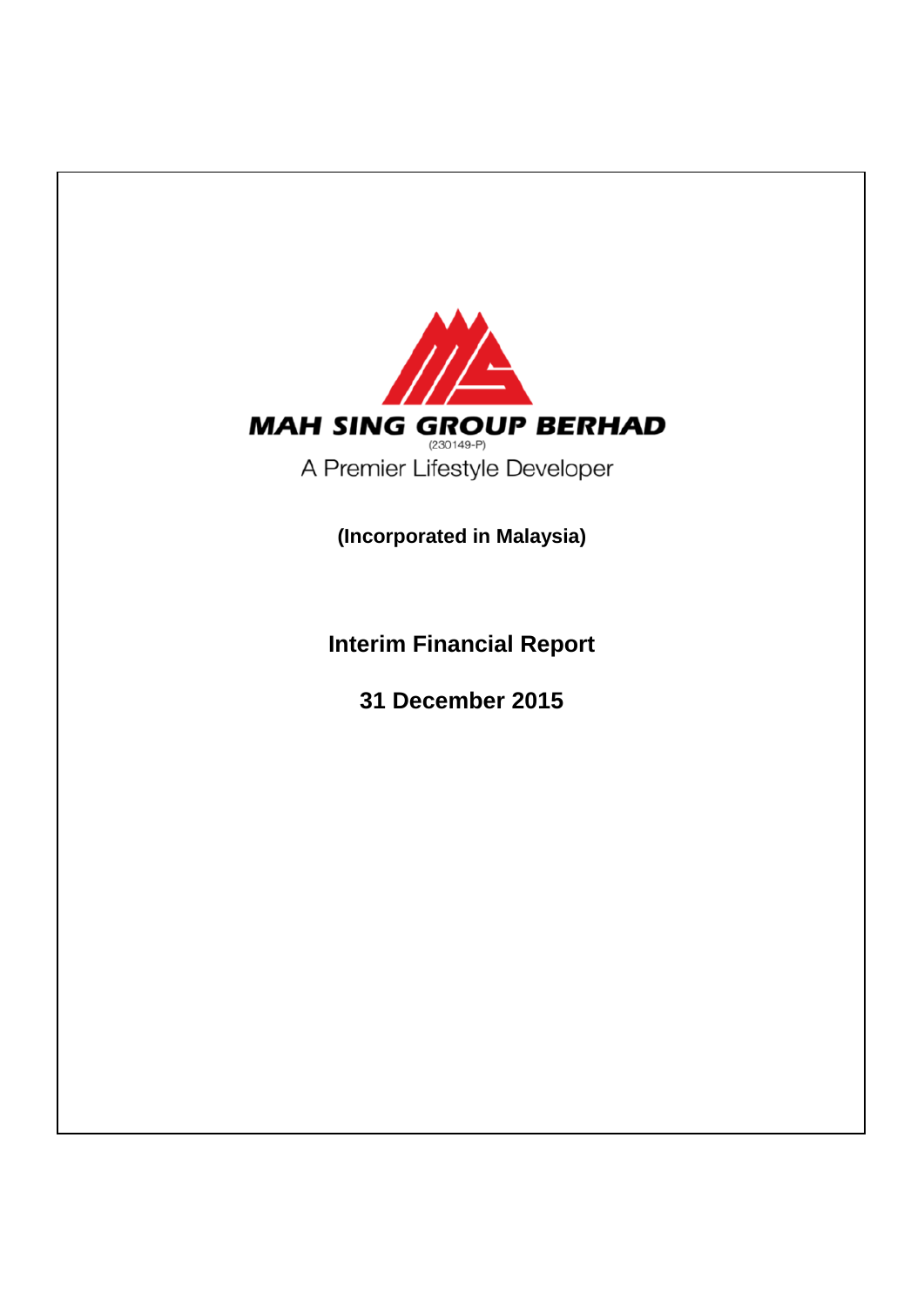**MAH SING GROUP BERHAD**

(230149-P)

A Premier Lifestyle Developer

**(Incorporated in Malaysia)**

# Interim Financial Report

## 31 December 2015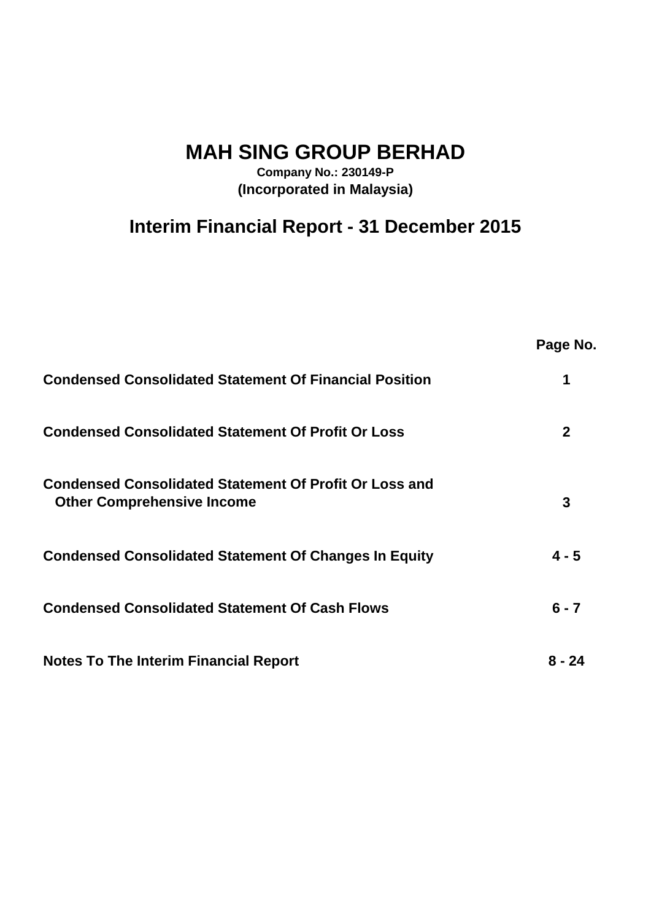# MAH SING GROUP BERHAD

**Company No.: 230149-P**
**(Incorporated in Malaysia)**

## Interim Financial Report - 31 December 2015

| | Page No. |
|---|---|
| **Condensed Consolidated Statement Of Financial Position** | **1** |
| **Condensed Consolidated Statement Of Profit Or Loss** | **2** |
| **Condensed Consolidated Statement Of Profit Or Loss and Other Comprehensive Income** | **3** |
| **Condensed Consolidated Statement Of Changes In Equity** | **4 - 5** |
| **Condensed Consolidated Statement Of Cash Flows** | **6 - 7** |
| **Notes To The Interim Financial Report** | **8 - 24** |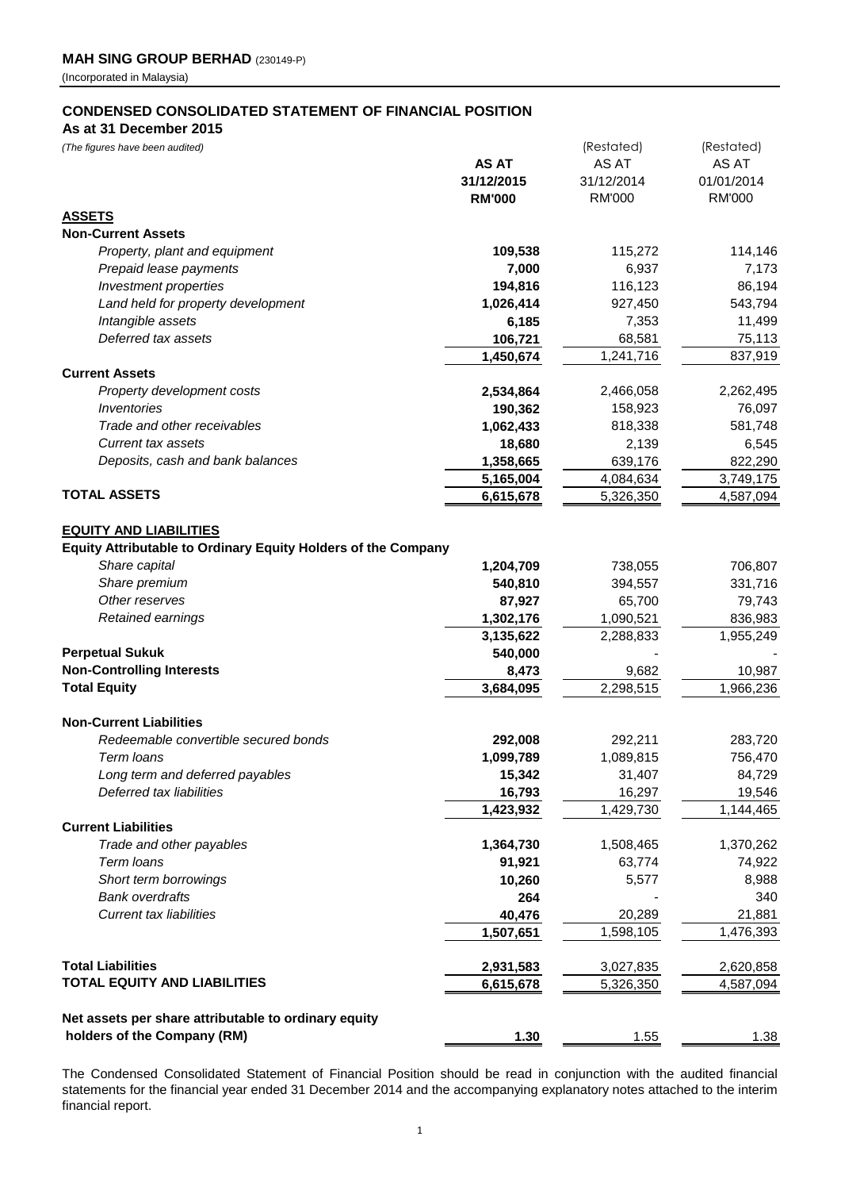**MAH SING GROUP BERHAD** (230149-P)

(Incorporated in Malaysia)

## CONDENSED CONSOLIDATED STATEMENT OF FINANCIAL POSITION

**As at 31 December 2015**

*(The figures have been audited)*

| | **AS AT 31/12/2015 RM'000** | (Restated) AS AT 31/12/2014 RM'000 | (Restated) AS AT 01/01/2014 RM'000 |
|---|---|---|---|
| **ASSETS** | | | |
| **Non-Current Assets** | | | |
| *Property, plant and equipment* | **109,538** | 115,272 | 114,146 |
| *Prepaid lease payments* | **7,000** | 6,937 | 7,173 |
| *Investment properties* | **194,816** | 116,123 | 86,194 |
| *Land held for property development* | **1,026,414** | 927,450 | 543,794 |
| *Intangible assets* | **6,185** | 7,353 | 11,499 |
| *Deferred tax assets* | **106,721** | 68,581 | 75,113 |
| | **1,450,674** | 1,241,716 | 837,919 |
| **Current Assets** | | | |
| *Property development costs* | **2,534,864** | 2,466,058 | 2,262,495 |
| *Inventories* | **190,362** | 158,923 | 76,097 |
| *Trade and other receivables* | **1,062,433** | 818,338 | 581,748 |
| *Current tax assets* | **18,680** | 2,139 | 6,545 |
| *Deposits, cash and bank balances* | **1,358,665** | 639,176 | 822,290 |
| | **5,165,004** | 4,084,634 | 3,749,175 |
| **TOTAL ASSETS** | **6,615,678** | 5,326,350 | 4,587,094 |
| | | | |
| **EQUITY AND LIABILITIES** | | | |
| **Equity Attributable to Ordinary Equity Holders of the Company** | | | |
| *Share capital* | **1,204,709** | 738,055 | 706,807 |
| *Share premium* | **540,810** | 394,557 | 331,716 |
| *Other reserves* | **87,927** | 65,700 | 79,743 |
| *Retained earnings* | **1,302,176** | 1,090,521 | 836,983 |
| | **3,135,622** | 2,288,833 | 1,955,249 |
| **Perpetual Sukuk** | **540,000** | - | - |
| **Non-Controlling Interests** | **8,473** | 9,682 | 10,987 |
| **Total Equity** | **3,684,095** | 2,298,515 | 1,966,236 |
| | | | |
| **Non-Current Liabilities** | | | |
| *Redeemable convertible secured bonds* | **292,008** | 292,211 | 283,720 |
| *Term loans* | **1,099,789** | 1,089,815 | 756,470 |
| *Long term and deferred payables* | **15,342** | 31,407 | 84,729 |
| *Deferred tax liabilities* | **16,793** | 16,297 | 19,546 |
| | **1,423,932** | 1,429,730 | 1,144,465 |
| **Current Liabilities** | | | |
| *Trade and other payables* | **1,364,730** | 1,508,465 | 1,370,262 |
| *Term loans* | **91,921** | 63,774 | 74,922 |
| *Short term borrowings* | **10,260** | 5,577 | 8,988 |
| *Bank overdrafts* | **264** | - | 340 |
| *Current tax liabilities* | **40,476** | 20,289 | 21,881 |
| | **1,507,651** | 1,598,105 | 1,476,393 |
| | | | |
| **Total Liabilities** | **2,931,583** | 3,027,835 | 2,620,858 |
| **TOTAL EQUITY AND LIABILITIES** | **6,615,678** | 5,326,350 | 4,587,094 |
| | | | |
| **Net assets per share attributable to ordinary equity holders of the Company (RM)** | **1.30** | 1.55 | 1.38 |

The Condensed Consolidated Statement of Financial Position should be read in conjunction with the audited financial statements for the financial year ended 31 December 2014 and the accompanying explanatory notes attached to the interim financial report.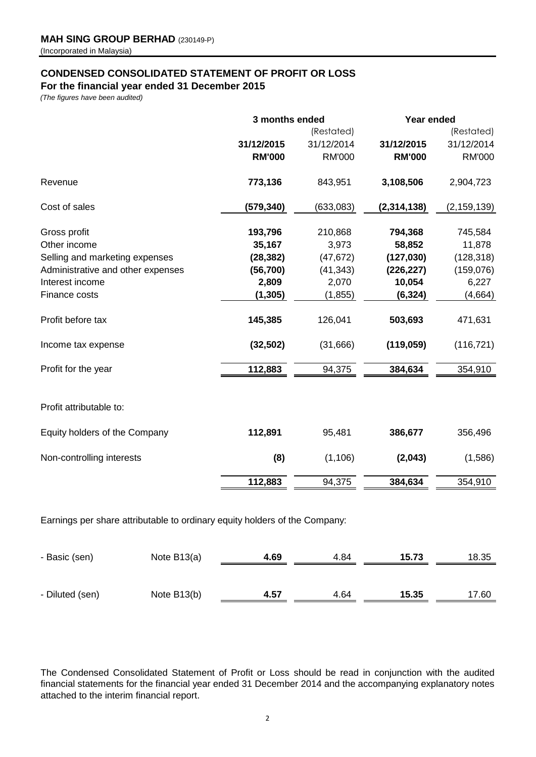**MAH SING GROUP BERHAD** (230149-P)
(Incorporated in Malaysia)

## CONDENSED CONSOLIDATED STATEMENT OF PROFIT OR LOSS
### For the financial year ended 31 December 2015

*(The figures have been audited)*

| | 3 months ended | | Year ended | |
|---|---|---|---|---|
| | | (Restated) | | (Restated) |
| | **31/12/2015** | 31/12/2014 | **31/12/2015** | 31/12/2014 |
| | **RM'000** | RM'000 | **RM'000** | RM'000 |
| Revenue | **773,136** | 843,951 | **3,108,506** | 2,904,723 |
| Cost of sales | **(579,340)** | (633,083) | **(2,314,138)** | (2,159,139) |
| Gross profit | **193,796** | 210,868 | **794,368** | 745,584 |
| Other income | **35,167** | 3,973 | **58,852** | 11,878 |
| Selling and marketing expenses | **(28,382)** | (47,672) | **(127,030)** | (128,318) |
| Administrative and other expenses | **(56,700)** | (41,343) | **(226,227)** | (159,076) |
| Interest income | **2,809** | 2,070 | **10,054** | 6,227 |
| Finance costs | **(1,305)** | (1,855) | **(6,324)** | (4,664) |
| Profit before tax | **145,385** | 126,041 | **503,693** | 471,631 |
| Income tax expense | **(32,502)** | (31,666) | **(119,059)** | (116,721) |
| Profit for the year | **112,883** | 94,375 | **384,634** | 354,910 |
| | | | | |
| Profit attributable to: | | | | |
| Equity holders of the Company | **112,891** | 95,481 | **386,677** | 356,496 |
| Non-controlling interests | **(8)** | (1,106) | **(2,043)** | (1,586) |
| | **112,883** | 94,375 | **384,634** | 354,910 |

Earnings per share attributable to ordinary equity holders of the Company:

| | | 3 months ended 31/12/2015 | 3 months ended 31/12/2014 | Year ended 31/12/2015 | Year ended 31/12/2014 |
|---|---|---|---|---|---|
| - Basic (sen) | Note B13(a) | **4.69** | 4.84 | **15.73** | 18.35 |
| - Diluted (sen) | Note B13(b) | **4.57** | 4.64 | **15.35** | 17.60 |

The Condensed Consolidated Statement of Profit or Loss should be read in conjunction with the audited financial statements for the financial year ended 31 December 2014 and the accompanying explanatory notes attached to the interim financial report.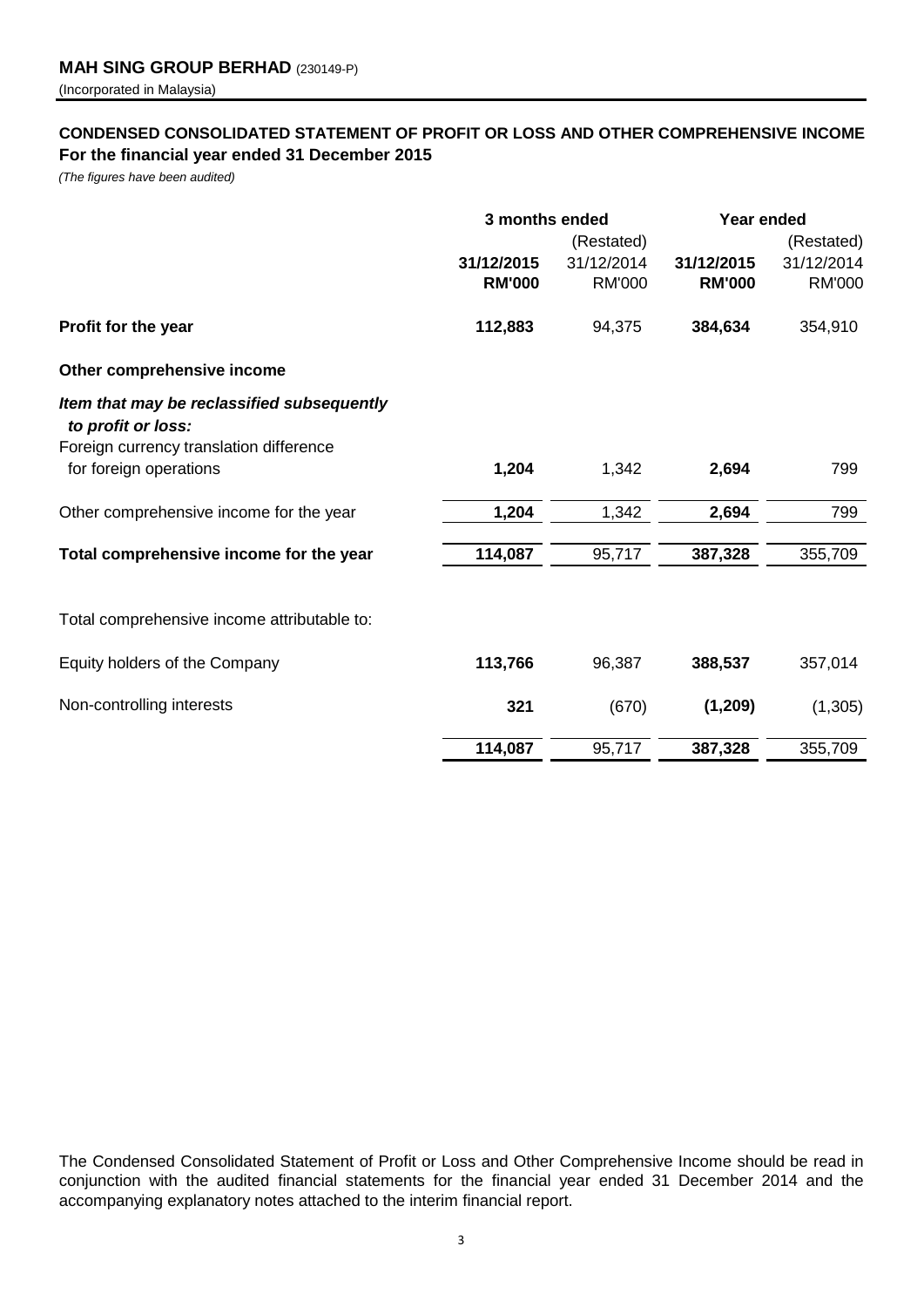**MAH SING GROUP BERHAD** (230149-P)
(Incorporated in Malaysia)

## CONDENSED CONSOLIDATED STATEMENT OF PROFIT OR LOSS AND OTHER COMPREHENSIVE INCOME
**For the financial year ended 31 December 2015**
*(The figures have been audited)*

| | 3 months ended | | Year ended | |
|---|---|---|---|---|
| | | (Restated) | | (Restated) |
| | **31/12/2015** | 31/12/2014 | **31/12/2015** | 31/12/2014 |
| | **RM'000** | RM'000 | **RM'000** | RM'000 |
| **Profit for the year** | **112,883** | 94,375 | **384,634** | 354,910 |
| **Other comprehensive income** | | | | |
| ***Item that may be reclassified subsequently to profit or loss:*** | | | | |
| Foreign currency translation difference for foreign operations | **1,204** | 1,342 | **2,694** | 799 |
| Other comprehensive income for the year | **1,204** | 1,342 | **2,694** | 799 |
| **Total comprehensive income for the year** | **114,087** | 95,717 | **387,328** | 355,709 |
| Total comprehensive income attributable to: | | | | |
| Equity holders of the Company | **113,766** | 96,387 | **388,537** | 357,014 |
| Non-controlling interests | **321** | (670) | **(1,209)** | (1,305) |
| | **114,087** | 95,717 | **387,328** | 355,709 |

The Condensed Consolidated Statement of Profit or Loss and Other Comprehensive Income should be read in conjunction with the audited financial statements for the financial year ended 31 December 2014 and the accompanying explanatory notes attached to the interim financial report.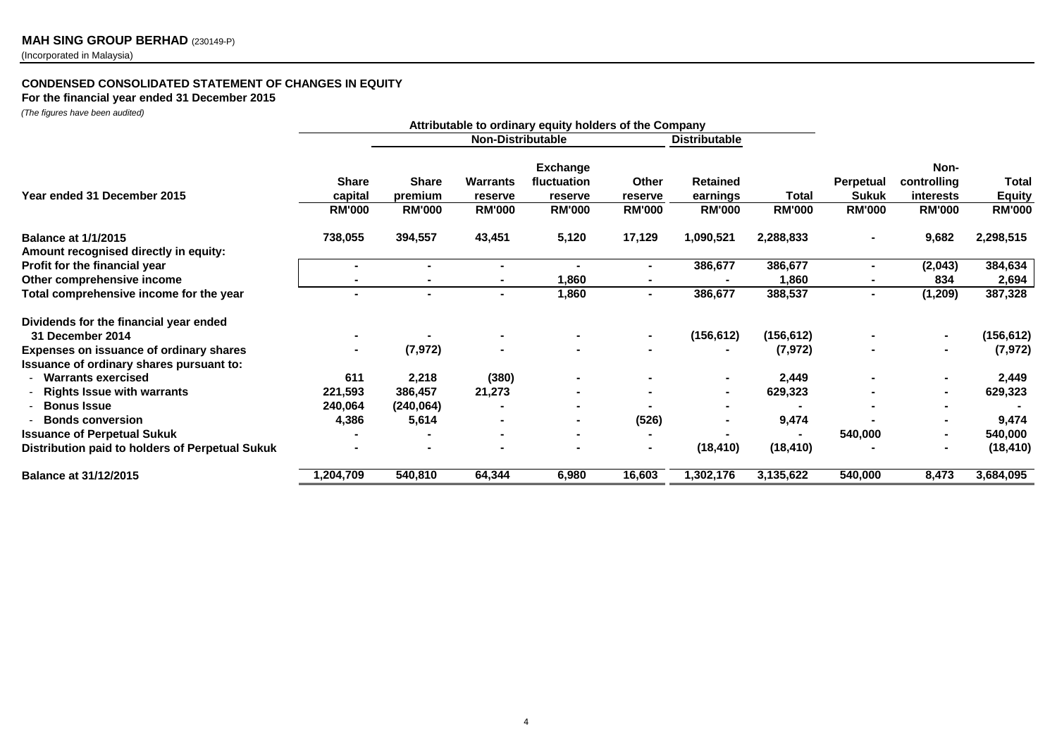**MAH SING GROUP BERHAD** (230149-P)
(Incorporated in Malaysia)

## CONDENSED CONSOLIDATED STATEMENT OF CHANGES IN EQUITY
**For the financial year ended 31 December 2015**
*(The figures have been audited)*

| | Attributable to ordinary equity holders of the Company | | | | | | | | | |
|---|---|---|---|---|---|---|---|---|---|---|
| | | Non-Distributable | | | | Distributable | | | | |
| **Year ended 31 December 2015** | **Share capital** | **Share premium** | **Warrants reserve** | **Exchange fluctuation reserve** | **Other reserve** | **Retained earnings** | **Total** | **Perpetual Sukuk** | **Non-controlling interests** | **Total Equity** |
| | **RM'000** | **RM'000** | **RM'000** | **RM'000** | **RM'000** | **RM'000** | **RM'000** | **RM'000** | **RM'000** | **RM'000** |
| **Balance at 1/1/2015** | 738,055 | 394,557 | 43,451 | 5,120 | 17,129 | 1,090,521 | 2,288,833 | - | 9,682 | 2,298,515 |
| **Amount recognised directly in equity:** | | | | | | | | | | |
| **Profit for the financial year** | - | - | - | - | - | 386,677 | 386,677 | - | (2,043) | 384,634 |
| **Other comprehensive income** | - | - | - | 1,860 | - | - | 1,860 | - | 834 | 2,694 |
| **Total comprehensive income for the year** | - | - | - | 1,860 | - | 386,677 | 388,537 | - | (1,209) | 387,328 |
| **Dividends for the financial year ended 31 December 2014** | - | - | - | - | - | (156,612) | (156,612) | - | - | (156,612) |
| **Expenses on issuance of ordinary shares** | - | (7,972) | - | - | - | - | (7,972) | - | - | (7,972) |
| **Issuance of ordinary shares pursuant to:** | | | | | | | | | | |
| - **Warrants exercised** | 611 | 2,218 | (380) | - | - | - | 2,449 | - | - | 2,449 |
| - **Rights Issue with warrants** | 221,593 | 386,457 | 21,273 | - | - | - | 629,323 | - | - | 629,323 |
| - **Bonus Issue** | 240,064 | (240,064) | - | - | - | - | - | - | - | - |
| - **Bonds conversion** | 4,386 | 5,614 | - | - | (526) | - | 9,474 | - | - | 9,474 |
| **Issuance of Perpetual Sukuk** | - | - | - | - | - | - | - | 540,000 | - | 540,000 |
| **Distribution paid to holders of Perpetual Sukuk** | - | - | - | - | - | (18,410) | (18,410) | - | - | (18,410) |
| **Balance at 31/12/2015** | 1,204,709 | 540,810 | 64,344 | 6,980 | 16,603 | 1,302,176 | 3,135,622 | 540,000 | 8,473 | 3,684,095 |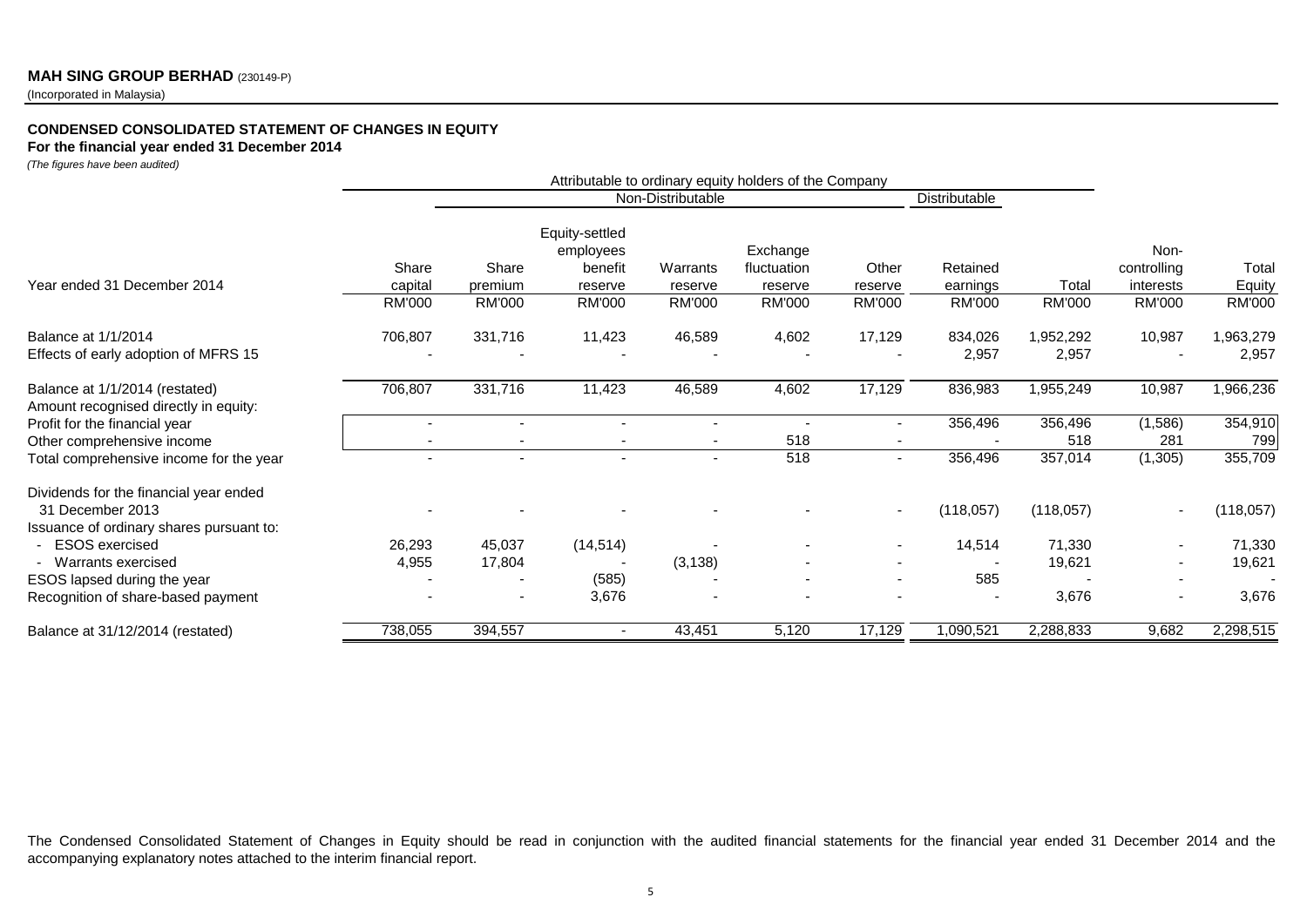**MAH SING GROUP BERHAD** (230149-P)

(Incorporated in Malaysia)

**CONDENSED CONSOLIDATED STATEMENT OF CHANGES IN EQUITY**

**For the financial year ended 31 December 2014**

*(The figures have been audited)*

| | Attributable to ordinary equity holders of the Company | | | | | | | | | |
|---|---|---|---|---|---|---|---|---|---|---|
| | | Non-Distributable | | | | | Distributable | | | |
| Year ended 31 December 2014 | Share capital | Share premium | Equity-settled employees benefit reserve | Warrants reserve | Exchange fluctuation reserve | Other reserve | Retained earnings | Total | Non-controlling interests | Total Equity |
| | RM'000 | RM'000 | RM'000 | RM'000 | RM'000 | RM'000 | RM'000 | RM'000 | RM'000 | RM'000 |
| Balance at 1/1/2014 | 706,807 | 331,716 | 11,423 | 46,589 | 4,602 | 17,129 | 834,026 | 1,952,292 | 10,987 | 1,963,279 |
| Effects of early adoption of MFRS 15 | - | - | - | - | - | - | 2,957 | 2,957 | - | 2,957 |
| Balance at 1/1/2014 (restated) | 706,807 | 331,716 | 11,423 | 46,589 | 4,602 | 17,129 | 836,983 | 1,955,249 | 10,987 | 1,966,236 |
| Amount recognised directly in equity: | | | | | | | | | | |
| Profit for the financial year | - | - | - | - | - | - | 356,496 | 356,496 | (1,586) | 354,910 |
| Other comprehensive income | - | - | - | - | 518 | - | - | 518 | 281 | 799 |
| Total comprehensive income for the year | - | - | - | - | 518 | - | 356,496 | 357,014 | (1,305) | 355,709 |
| Dividends for the financial year ended 31 December 2013 | - | - | - | - | - | - | (118,057) | (118,057) | - | (118,057) |
| Issuance of ordinary shares pursuant to: | | | | | | | | | | |
| - ESOS exercised | 26,293 | 45,037 | (14,514) | - | - | - | 14,514 | 71,330 | - | 71,330 |
| - Warrants exercised | 4,955 | 17,804 | - | (3,138) | - | - | - | 19,621 | - | 19,621 |
| ESOS lapsed during the year | - | - | (585) | - | - | - | 585 | - | - | - |
| Recognition of share-based payment | - | - | 3,676 | - | - | - | - | 3,676 | - | 3,676 |
| Balance at 31/12/2014 (restated) | 738,055 | 394,557 | - | 43,451 | 5,120 | 17,129 | 1,090,521 | 2,288,833 | 9,682 | 2,298,515 |

The Condensed Consolidated Statement of Changes in Equity should be read in conjunction with the audited financial statements for the financial year ended 31 December 2014 and the accompanying explanatory notes attached to the interim financial report.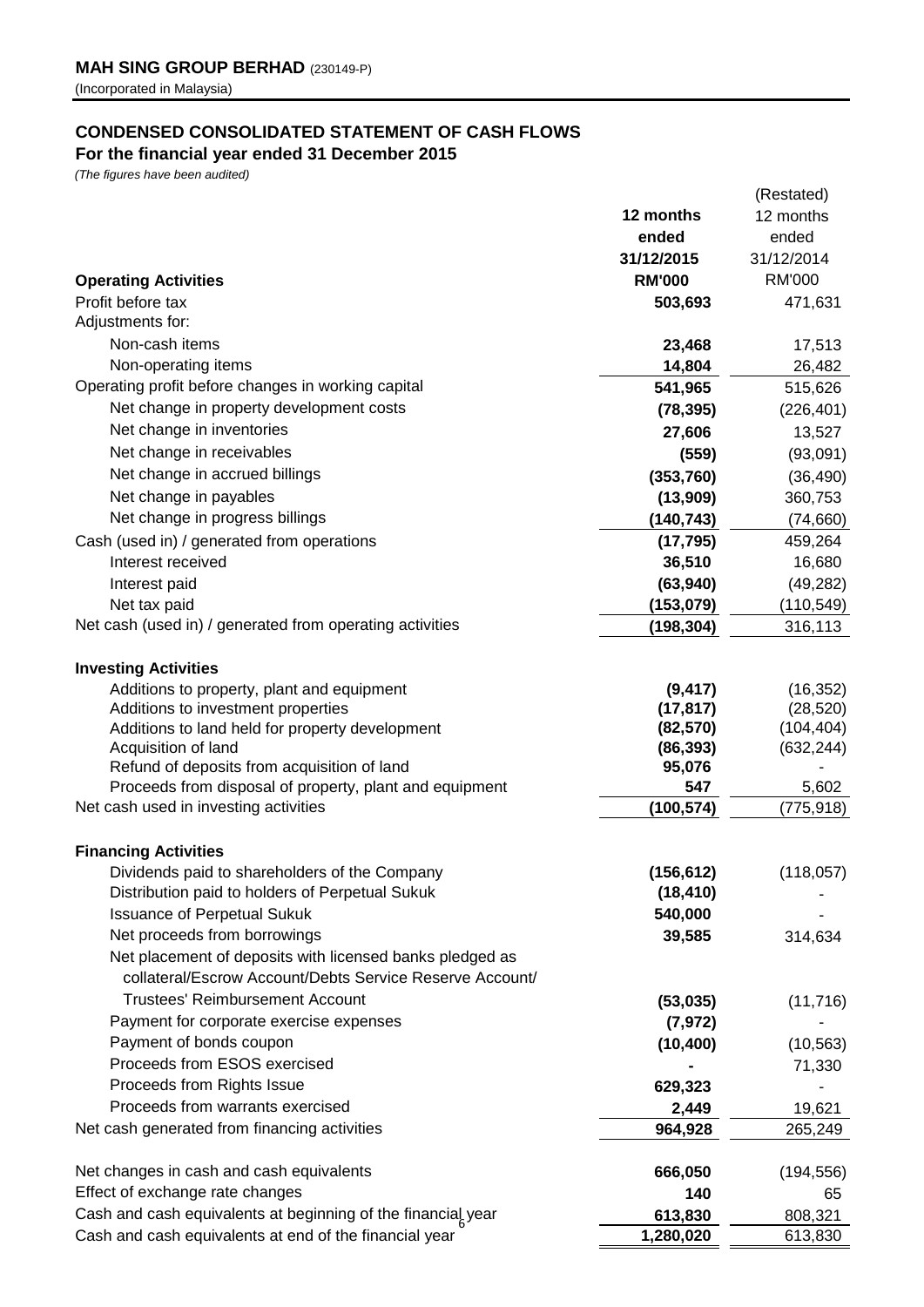**MAH SING GROUP BERHAD** (230149-P)
(Incorporated in Malaysia)

## CONDENSED CONSOLIDATED STATEMENT OF CASH FLOWS
**For the financial year ended 31 December 2015**
*(The figures have been audited)*

| | 12 months ended 31/12/2015 RM'000 | (Restated) 12 months ended 31/12/2014 RM'000 |
|---|---|---|
| **Operating Activities** | | |
| Profit before tax | **503,693** | 471,631 |
| Adjustments for: | | |
| Non-cash items | **23,468** | 17,513 |
| Non-operating items | **14,804** | 26,482 |
| Operating profit before changes in working capital | **541,965** | 515,626 |
| Net change in property development costs | **(78,395)** | (226,401) |
| Net change in inventories | **27,606** | 13,527 |
| Net change in receivables | **(559)** | (93,091) |
| Net change in accrued billings | **(353,760)** | (36,490) |
| Net change in payables | **(13,909)** | 360,753 |
| Net change in progress billings | **(140,743)** | (74,660) |
| Cash (used in) / generated from operations | **(17,795)** | 459,264 |
| Interest received | **36,510** | 16,680 |
| Interest paid | **(63,940)** | (49,282) |
| Net tax paid | **(153,079)** | (110,549) |
| Net cash (used in) / generated from operating activities | **(198,304)** | 316,113 |
| | | |
| **Investing Activities** | | |
| Additions to property, plant and equipment | **(9,417)** | (16,352) |
| Additions to investment properties | **(17,817)** | (28,520) |
| Additions to land held for property development | **(82,570)** | (104,404) |
| Acquisition of land | **(86,393)** | (632,244) |
| Refund of deposits from acquisition of land | **95,076** | - |
| Proceeds from disposal of property, plant and equipment | **547** | 5,602 |
| Net cash used in investing activities | **(100,574)** | (775,918) |
| | | |
| **Financing Activities** | | |
| Dividends paid to shareholders of the Company | **(156,612)** | (118,057) |
| Distribution paid to holders of Perpetual Sukuk | **(18,410)** | - |
| Issuance of Perpetual Sukuk | **540,000** | - |
| Net proceeds from borrowings | **39,585** | 314,634 |
| Net placement of deposits with licensed banks pledged as collateral/Escrow Account/Debts Service Reserve Account/ Trustees' Reimbursement Account | **(53,035)** | (11,716) |
| Payment for corporate exercise expenses | **(7,972)** | - |
| Payment of bonds coupon | **(10,400)** | (10,563) |
| Proceeds from ESOS exercised | **-** | 71,330 |
| Proceeds from Rights Issue | **629,323** | - |
| Proceeds from warrants exercised | **2,449** | 19,621 |
| Net cash generated from financing activities | **964,928** | 265,249 |
| | | |
| Net changes in cash and cash equivalents | **666,050** | (194,556) |
| Effect of exchange rate changes | **140** | 65 |
| Cash and cash equivalents at beginning of the financial year | **613,830** | 808,321 |
| Cash and cash equivalents at end of the financial year | **1,280,020** | 613,830 |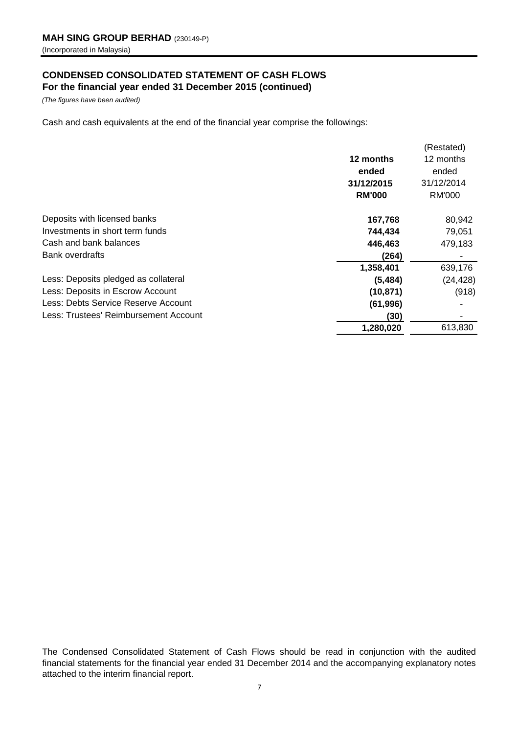**MAH SING GROUP BERHAD** (230149-P)
(Incorporated in Malaysia)

## CONDENSED CONSOLIDATED STATEMENT OF CASH FLOWS
### For the financial year ended 31 December 2015 (continued)

*(The figures have been audited)*

Cash and cash equivalents at the end of the financial year comprise the followings:

| | **12 months ended 31/12/2015 RM'000** | (Restated) 12 months ended 31/12/2014 RM'000 |
|---|---|---|
| Deposits with licensed banks | **167,768** | 80,942 |
| Investments in short term funds | **744,434** | 79,051 |
| Cash and bank balances | **446,463** | 479,183 |
| Bank overdrafts | **(264)** | - |
| | **1,358,401** | 639,176 |
| Less: Deposits pledged as collateral | **(5,484)** | (24,428) |
| Less: Deposits in Escrow Account | **(10,871)** | (918) |
| Less: Debts Service Reserve Account | **(61,996)** | - |
| Less: Trustees' Reimbursement Account | **(30)** | - |
| | **1,280,020** | 613,830 |

The Condensed Consolidated Statement of Cash Flows should be read in conjunction with the audited financial statements for the financial year ended 31 December 2014 and the accompanying explanatory notes attached to the interim financial report.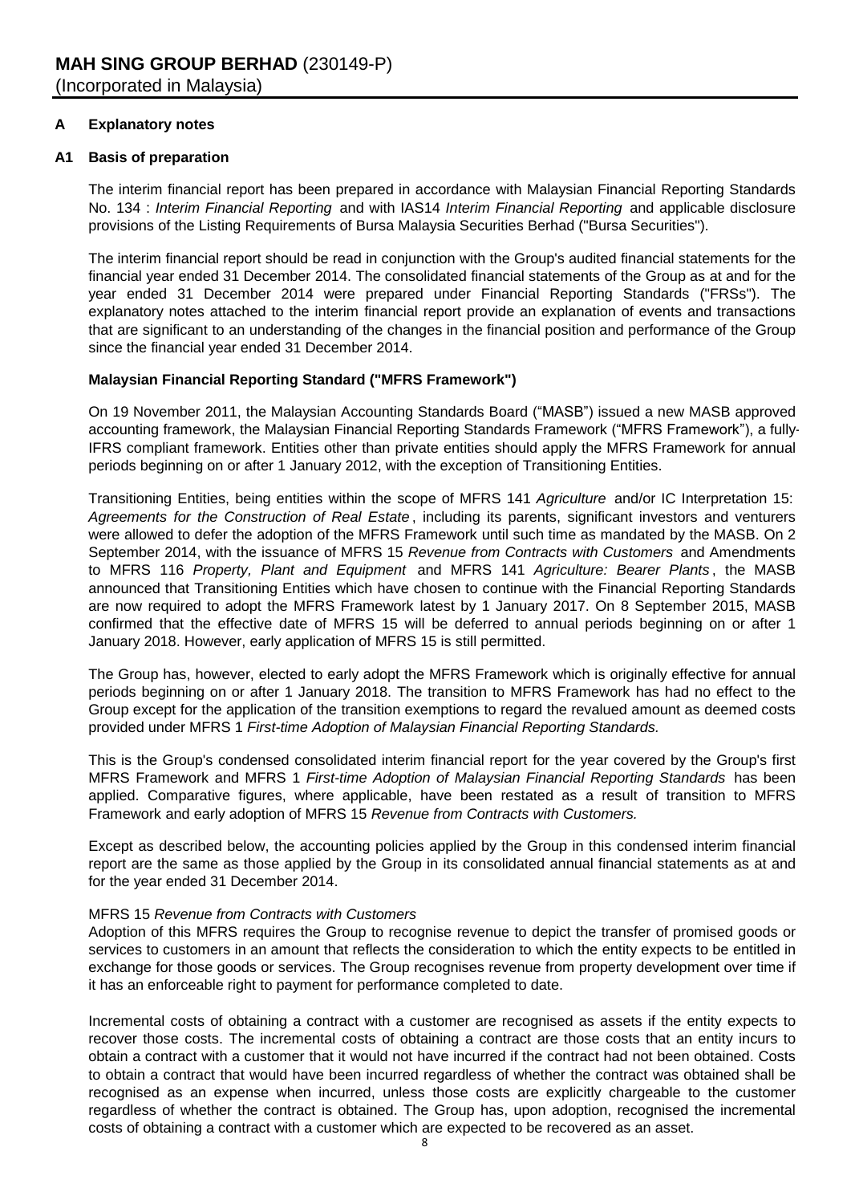# MAH SING GROUP BERHAD (230149-P)

(Incorporated in Malaysia)

## A Explanatory notes

### A1 Basis of preparation

The interim financial report has been prepared in accordance with Malaysian Financial Reporting Standards No. 134 : *Interim Financial Reporting* and with IAS14 *Interim Financial Reporting* and applicable disclosure provisions of the Listing Requirements of Bursa Malaysia Securities Berhad ("Bursa Securities").

The interim financial report should be read in conjunction with the Group's audited financial statements for the financial year ended 31 December 2014. The consolidated financial statements of the Group as at and for the year ended 31 December 2014 were prepared under Financial Reporting Standards ("FRSs"). The explanatory notes attached to the interim financial report provide an explanation of events and transactions that are significant to an understanding of the changes in the financial position and performance of the Group since the financial year ended 31 December 2014.

**Malaysian Financial Reporting Standard ("MFRS Framework")**

On 19 November 2011, the Malaysian Accounting Standards Board ("MASB") issued a new MASB approved accounting framework, the Malaysian Financial Reporting Standards Framework ("MFRS Framework"), a fully-IFRS compliant framework. Entities other than private entities should apply the MFRS Framework for annual periods beginning on or after 1 January 2012, with the exception of Transitioning Entities.

Transitioning Entities, being entities within the scope of MFRS 141 *Agriculture* and/or IC Interpretation 15: *Agreements for the Construction of Real Estate*, including its parents, significant investors and venturers were allowed to defer the adoption of the MFRS Framework until such time as mandated by the MASB. On 2 September 2014, with the issuance of MFRS 15 *Revenue from Contracts with Customers* and Amendments to MFRS 116 *Property, Plant and Equipment* and MFRS 141 *Agriculture: Bearer Plants*, the MASB announced that Transitioning Entities which have chosen to continue with the Financial Reporting Standards are now required to adopt the MFRS Framework latest by 1 January 2017. On 8 September 2015, MASB confirmed that the effective date of MFRS 15 will be deferred to annual periods beginning on or after 1 January 2018. However, early application of MFRS 15 is still permitted.

The Group has, however, elected to early adopt the MFRS Framework which is originally effective for annual periods beginning on or after 1 January 2018. The transition to MFRS Framework has had no effect to the Group except for the application of the transition exemptions to regard the revalued amount as deemed costs provided under MFRS 1 *First-time Adoption of Malaysian Financial Reporting Standards.*

This is the Group's condensed consolidated interim financial report for the year covered by the Group's first MFRS Framework and MFRS 1 *First-time Adoption of Malaysian Financial Reporting Standards* has been applied. Comparative figures, where applicable, have been restated as a result of transition to MFRS Framework and early adoption of MFRS 15 *Revenue from Contracts with Customers.*

Except as described below, the accounting policies applied by the Group in this condensed interim financial report are the same as those applied by the Group in its consolidated annual financial statements as at and for the year ended 31 December 2014.

MFRS 15 *Revenue from Contracts with Customers*

Adoption of this MFRS requires the Group to recognise revenue to depict the transfer of promised goods or services to customers in an amount that reflects the consideration to which the entity expects to be entitled in exchange for those goods or services. The Group recognises revenue from property development over time if it has an enforceable right to payment for performance completed to date.

Incremental costs of obtaining a contract with a customer are recognised as assets if the entity expects to recover those costs. The incremental costs of obtaining a contract are those costs that an entity incurs to obtain a contract with a customer that it would not have incurred if the contract had not been obtained. Costs to obtain a contract that would have been incurred regardless of whether the contract was obtained shall be recognised as an expense when incurred, unless those costs are explicitly chargeable to the customer regardless of whether the contract is obtained. The Group has, upon adoption, recognised the incremental costs of obtaining a contract with a customer which are expected to be recovered as an asset.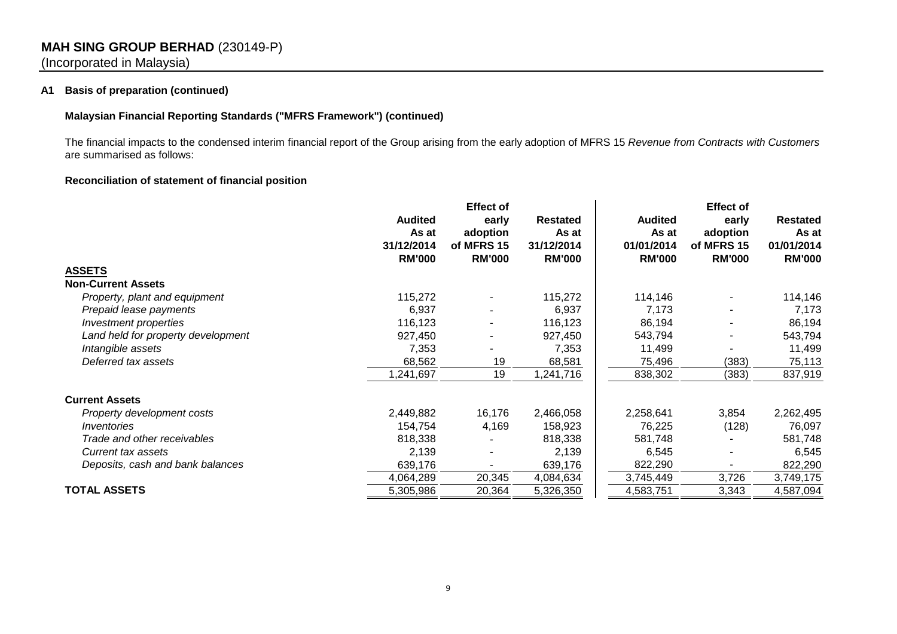**MAH SING GROUP BERHAD** (230149-P)
(Incorporated in Malaysia)

**A1 Basis of preparation (continued)**

**Malaysian Financial Reporting Standards ("MFRS Framework") (continued)**

The financial impacts to the condensed interim financial report of the Group arising from the early adoption of MFRS 15 *Revenue from Contracts with Customers* are summarised as follows:

**Reconciliation of statement of financial position**

| | Audited As at 31/12/2014 RM'000 | Effect of early adoption of MFRS 15 RM'000 | Restated As at 31/12/2014 RM'000 | Audited As at 01/01/2014 RM'000 | Effect of early adoption of MFRS 15 RM'000 | Restated As at 01/01/2014 RM'000 |
|---|---|---|---|---|---|---|
| **ASSETS** | | | | | | |
| **Non-Current Assets** | | | | | | |
| *Property, plant and equipment* | 115,272 | - | 115,272 | 114,146 | - | 114,146 |
| *Prepaid lease payments* | 6,937 | - | 6,937 | 7,173 | - | 7,173 |
| *Investment properties* | 116,123 | - | 116,123 | 86,194 | - | 86,194 |
| *Land held for property development* | 927,450 | - | 927,450 | 543,794 | - | 543,794 |
| *Intangible assets* | 7,353 | - | 7,353 | 11,499 | - | 11,499 |
| *Deferred tax assets* | 68,562 | 19 | 68,581 | 75,496 | (383) | 75,113 |
| | 1,241,697 | 19 | 1,241,716 | 838,302 | (383) | 837,919 |
| **Current Assets** | | | | | | |
| *Property development costs* | 2,449,882 | 16,176 | 2,466,058 | 2,258,641 | 3,854 | 2,262,495 |
| *Inventories* | 154,754 | 4,169 | 158,923 | 76,225 | (128) | 76,097 |
| *Trade and other receivables* | 818,338 | - | 818,338 | 581,748 | - | 581,748 |
| *Current tax assets* | 2,139 | - | 2,139 | 6,545 | - | 6,545 |
| *Deposits, cash and bank balances* | 639,176 | - | 639,176 | 822,290 | - | 822,290 |
| | 4,064,289 | 20,345 | 4,084,634 | 3,745,449 | 3,726 | 3,749,175 |
| **TOTAL ASSETS** | 5,305,986 | 20,364 | 5,326,350 | 4,583,751 | 3,343 | 4,587,094 |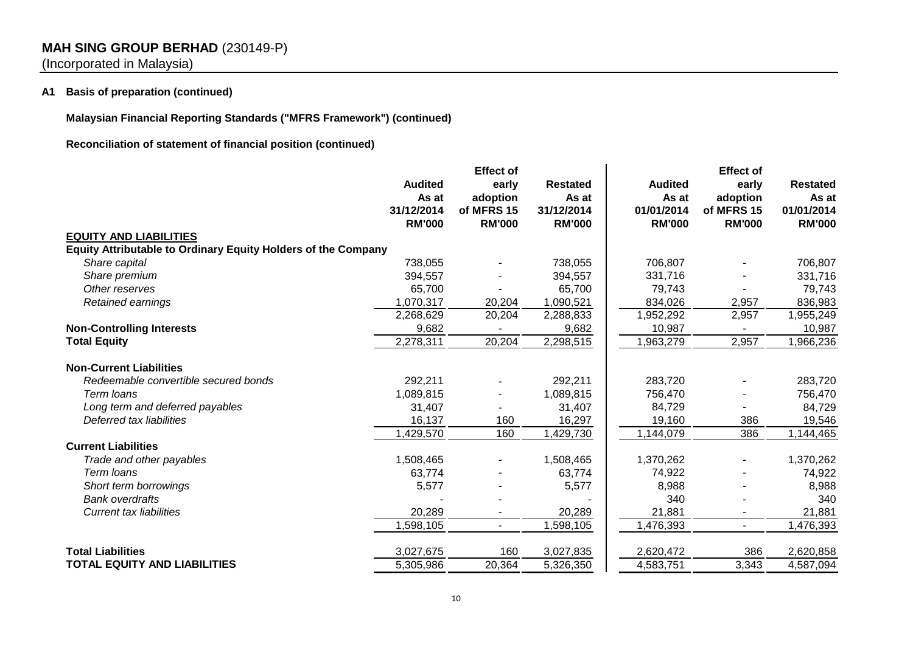**MAH SING GROUP BERHAD** (230149-P)
(Incorporated in Malaysia)

**A1 Basis of preparation (continued)**

**Malaysian Financial Reporting Standards ("MFRS Framework") (continued)**

**Reconciliation of statement of financial position (continued)**

| | **Audited As at 31/12/2014 RM'000** | **Effect of early adoption of MFRS 15 RM'000** | **Restated As at 31/12/2014 RM'000** | **Audited As at 01/01/2014 RM'000** | **Effect of early adoption of MFRS 15 RM'000** | **Restated As at 01/01/2014 RM'000** |
|---|---|---|---|---|---|---|
| **EQUITY AND LIABILITIES** | | | | | | |
| **Equity Attributable to Ordinary Equity Holders of the Company** | | | | | | |
| *Share capital* | 738,055 | - | 738,055 | 706,807 | - | 706,807 |
| *Share premium* | 394,557 | - | 394,557 | 331,716 | - | 331,716 |
| *Other reserves* | 65,700 | - | 65,700 | 79,743 | - | 79,743 |
| *Retained earnings* | 1,070,317 | 20,204 | 1,090,521 | 834,026 | 2,957 | 836,983 |
| | 2,268,629 | 20,204 | 2,288,833 | 1,952,292 | 2,957 | 1,955,249 |
| **Non-Controlling Interests** | 9,682 | - | 9,682 | 10,987 | - | 10,987 |
| **Total Equity** | 2,278,311 | 20,204 | 2,298,515 | 1,963,279 | 2,957 | 1,966,236 |
| **Non-Current Liabilities** | | | | | | |
| *Redeemable convertible secured bonds* | 292,211 | - | 292,211 | 283,720 | - | 283,720 |
| *Term loans* | 1,089,815 | - | 1,089,815 | 756,470 | - | 756,470 |
| *Long term and deferred payables* | 31,407 | - | 31,407 | 84,729 | - | 84,729 |
| *Deferred tax liabilities* | 16,137 | 160 | 16,297 | 19,160 | 386 | 19,546 |
| | 1,429,570 | 160 | 1,429,730 | 1,144,079 | 386 | 1,144,465 |
| **Current Liabilities** | | | | | | |
| *Trade and other payables* | 1,508,465 | - | 1,508,465 | 1,370,262 | - | 1,370,262 |
| *Term loans* | 63,774 | - | 63,774 | 74,922 | - | 74,922 |
| *Short term borrowings* | 5,577 | - | 5,577 | 8,988 | - | 8,988 |
| *Bank overdrafts* | - | - | - | 340 | - | 340 |
| *Current tax liabilities* | 20,289 | - | 20,289 | 21,881 | - | 21,881 |
| | 1,598,105 | - | 1,598,105 | 1,476,393 | - | 1,476,393 |
| **Total Liabilities** | 3,027,675 | 160 | 3,027,835 | 2,620,472 | 386 | 2,620,858 |
| **TOTAL EQUITY AND LIABILITIES** | 5,305,986 | 20,364 | 5,326,350 | 4,583,751 | 3,343 | 4,587,094 |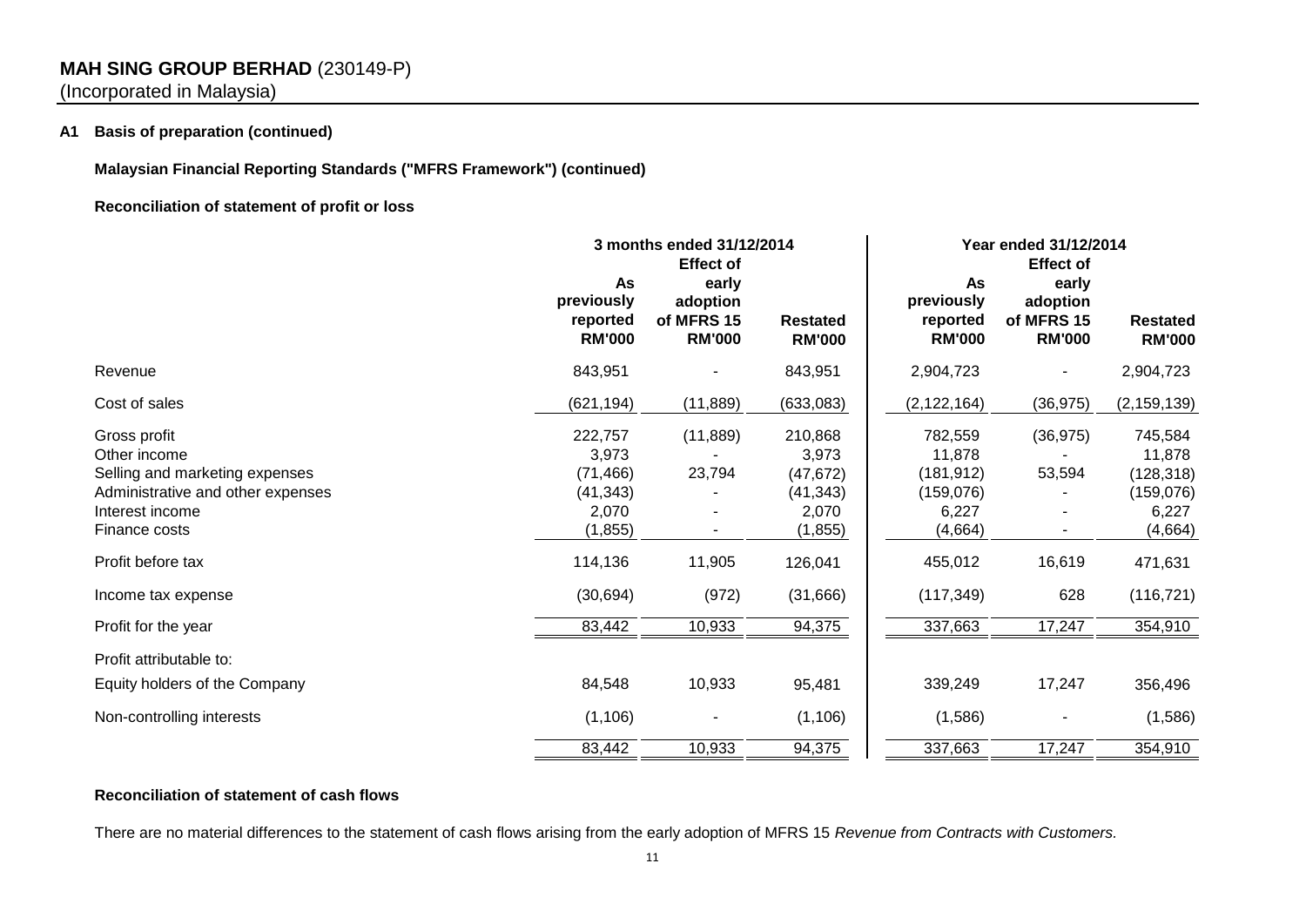**MAH SING GROUP BERHAD** (230149-P)
(Incorporated in Malaysia)

**A1 Basis of preparation (continued)**

**Malaysian Financial Reporting Standards ("MFRS Framework") (continued)**

**Reconciliation of statement of profit or loss**

| | 3 months ended 31/12/2014 | | | Year ended 31/12/2014 | | |
|---|---|---|---|---|---|---|
| | As previously reported RM'000 | Effect of early adoption of MFRS 15 RM'000 | Restated RM'000 | As previously reported RM'000 | Effect of early adoption of MFRS 15 RM'000 | Restated RM'000 |
| Revenue | 843,951 | - | 843,951 | 2,904,723 | - | 2,904,723 |
| Cost of sales | (621,194) | (11,889) | (633,083) | (2,122,164) | (36,975) | (2,159,139) |
| Gross profit | 222,757 | (11,889) | 210,868 | 782,559 | (36,975) | 745,584 |
| Other income | 3,973 | - | 3,973 | 11,878 | - | 11,878 |
| Selling and marketing expenses | (71,466) | 23,794 | (47,672) | (181,912) | 53,594 | (128,318) |
| Administrative and other expenses | (41,343) | - | (41,343) | (159,076) | - | (159,076) |
| Interest income | 2,070 | - | 2,070 | 6,227 | - | 6,227 |
| Finance costs | (1,855) | - | (1,855) | (4,664) | - | (4,664) |
| Profit before tax | 114,136 | 11,905 | 126,041 | 455,012 | 16,619 | 471,631 |
| Income tax expense | (30,694) | (972) | (31,666) | (117,349) | 628 | (116,721) |
| Profit for the year | 83,442 | 10,933 | 94,375 | 337,663 | 17,247 | 354,910 |
| Profit attributable to: | | | | | | |
| Equity holders of the Company | 84,548 | 10,933 | 95,481 | 339,249 | 17,247 | 356,496 |
| Non-controlling interests | (1,106) | - | (1,106) | (1,586) | - | (1,586) |
| | 83,442 | 10,933 | 94,375 | 337,663 | 17,247 | 354,910 |

**Reconciliation of statement of cash flows**

There are no material differences to the statement of cash flows arising from the early adoption of MFRS 15 *Revenue from Contracts with Customers.*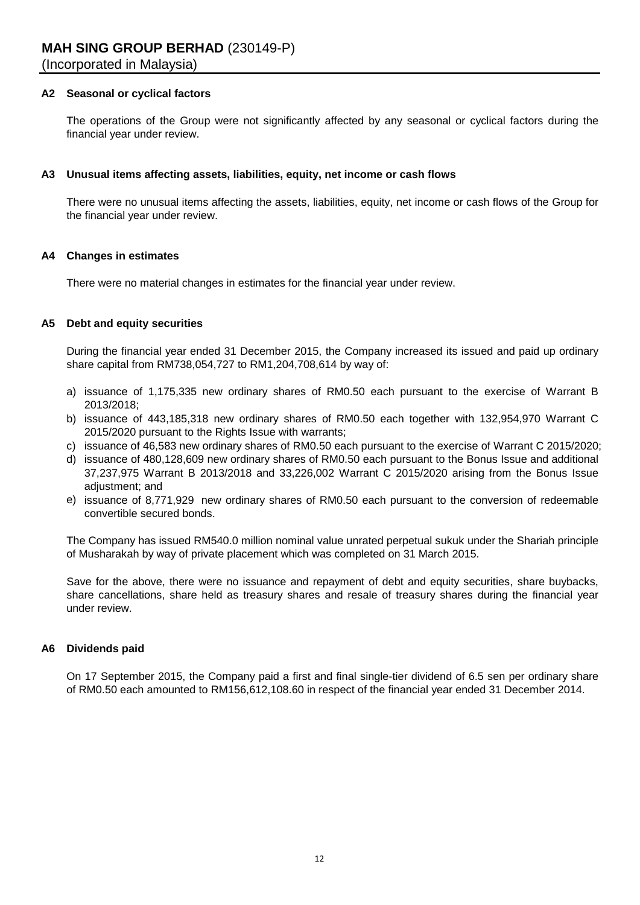**MAH SING GROUP BERHAD** (230149-P)
(Incorporated in Malaysia)

### A2 Seasonal or cyclical factors

The operations of the Group were not significantly affected by any seasonal or cyclical factors during the financial year under review.

### A3 Unusual items affecting assets, liabilities, equity, net income or cash flows

There were no unusual items affecting the assets, liabilities, equity, net income or cash flows of the Group for the financial year under review.

### A4 Changes in estimates

There were no material changes in estimates for the financial year under review.

### A5 Debt and equity securities

During the financial year ended 31 December 2015, the Company increased its issued and paid up ordinary share capital from RM738,054,727 to RM1,204,708,614 by way of:

a) issuance of 1,175,335 new ordinary shares of RM0.50 each pursuant to the exercise of Warrant B 2013/2018;
b) issuance of 443,185,318 new ordinary shares of RM0.50 each together with 132,954,970 Warrant C 2015/2020 pursuant to the Rights Issue with warrants;
c) issuance of 46,583 new ordinary shares of RM0.50 each pursuant to the exercise of Warrant C 2015/2020;
d) issuance of 480,128,609 new ordinary shares of RM0.50 each pursuant to the Bonus Issue and additional 37,237,975 Warrant B 2013/2018 and 33,226,002 Warrant C 2015/2020 arising from the Bonus Issue adjustment; and
e) issuance of 8,771,929 new ordinary shares of RM0.50 each pursuant to the conversion of redeemable convertible secured bonds.

The Company has issued RM540.0 million nominal value unrated perpetual sukuk under the Shariah principle of Musharakah by way of private placement which was completed on 31 March 2015.

Save for the above, there were no issuance and repayment of debt and equity securities, share buybacks, share cancellations, share held as treasury shares and resale of treasury shares during the financial year under review.

### A6 Dividends paid

On 17 September 2015, the Company paid a first and final single-tier dividend of 6.5 sen per ordinary share of RM0.50 each amounted to RM156,612,108.60 in respect of the financial year ended 31 December 2014.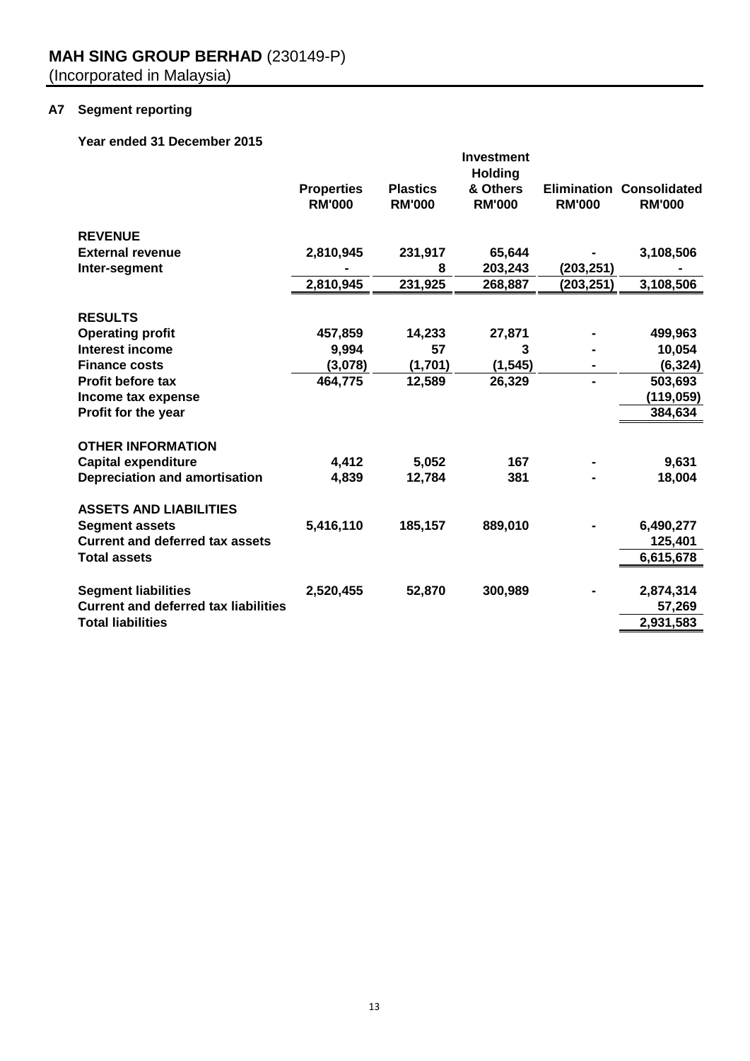**MAH SING GROUP BERHAD** (230149-P)
(Incorporated in Malaysia)

**A7 Segment reporting**

**Year ended 31 December 2015**

| | Properties RM'000 | Plastics RM'000 | Investment Holding & Others RM'000 | Elimination RM'000 | Consolidated RM'000 |
|---|---|---|---|---|---|
| **REVENUE** | | | | | |
| **External revenue** | 2,810,945 | 231,917 | 65,644 | - | 3,108,506 |
| **Inter-segment** | - | 8 | 203,243 | (203,251) | - |
| | 2,810,945 | 231,925 | 268,887 | (203,251) | 3,108,506 |
| **RESULTS** | | | | | |
| **Operating profit** | 457,859 | 14,233 | 27,871 | - | 499,963 |
| **Interest income** | 9,994 | 57 | 3 | - | 10,054 |
| **Finance costs** | (3,078) | (1,701) | (1,545) | - | (6,324) |
| **Profit before tax** | 464,775 | 12,589 | 26,329 | - | 503,693 |
| **Income tax expense** | | | | | (119,059) |
| **Profit for the year** | | | | | 384,634 |
| **OTHER INFORMATION** | | | | | |
| **Capital expenditure** | 4,412 | 5,052 | 167 | - | 9,631 |
| **Depreciation and amortisation** | 4,839 | 12,784 | 381 | - | 18,004 |
| **ASSETS AND LIABILITIES** | | | | | |
| **Segment assets** | 5,416,110 | 185,157 | 889,010 | - | 6,490,277 |
| **Current and deferred tax assets** | | | | | 125,401 |
| **Total assets** | | | | | 6,615,678 |
| **Segment liabilities** | 2,520,455 | 52,870 | 300,989 | - | 2,874,314 |
| **Current and deferred tax liabilities** | | | | | 57,269 |
| **Total liabilities** | | | | | 2,931,583 |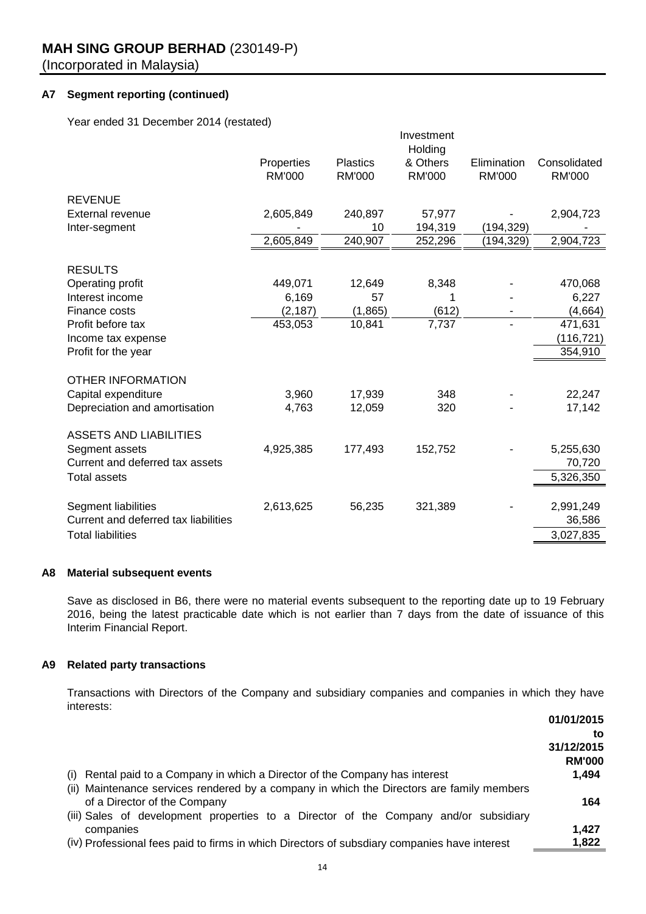### A7 Segment reporting (continued)

Year ended 31 December 2014 (restated)

| | Properties RM'000 | Plastics RM'000 | Investment Holding & Others RM'000 | Elimination RM'000 | Consolidated RM'000 |
|---|---|---|---|---|---|
| **REVENUE** | | | | | |
| External revenue | 2,605,849 | 240,897 | 57,977 | - | 2,904,723 |
| Inter-segment | - | 10 | 194,319 | (194,329) | - |
| | 2,605,849 | 240,907 | 252,296 | (194,329) | 2,904,723 |
| **RESULTS** | | | | | |
| Operating profit | 449,071 | 12,649 | 8,348 | - | 470,068 |
| Interest income | 6,169 | 57 | 1 | - | 6,227 |
| Finance costs | (2,187) | (1,865) | (612) | - | (4,664) |
| Profit before tax | 453,053 | 10,841 | 7,737 | - | 471,631 |
| Income tax expense | | | | | (116,721) |
| Profit for the year | | | | | 354,910 |
| **OTHER INFORMATION** | | | | | |
| Capital expenditure | 3,960 | 17,939 | 348 | - | 22,247 |
| Depreciation and amortisation | 4,763 | 12,059 | 320 | - | 17,142 |
| **ASSETS AND LIABILITIES** | | | | | |
| Segment assets | 4,925,385 | 177,493 | 152,752 | - | 5,255,630 |
| Current and deferred tax assets | | | | | 70,720 |
| Total assets | | | | | 5,326,350 |
| Segment liabilities | 2,613,625 | 56,235 | 321,389 | - | 2,991,249 |
| Current and deferred tax liabilities | | | | | 36,586 |
| Total liabilities | | | | | 3,027,835 |

### A8 Material subsequent events

Save as disclosed in B6, there were no material events subsequent to the reporting date up to 19 February 2016, being the latest practicable date which is not earlier than 7 days from the date of issuance of this Interim Financial Report.

### A9 Related party transactions

Transactions with Directors of the Company and subsidiary companies and companies in which they have interests:

| | 01/01/2015 to 31/12/2015 RM'000 |
|---|---|
| (i) Rental paid to a Company in which a Director of the Company has interest | 1,494 |
| (ii) Maintenance services rendered by a company in which the Directors are family members of a Director of the Company | 164 |
| (iii) Sales of development properties to a Director of the Company and/or subsidiary companies | 1,427 |
| (iv) Professional fees paid to firms in which Directors of subsdiary companies have interest | 1,822 |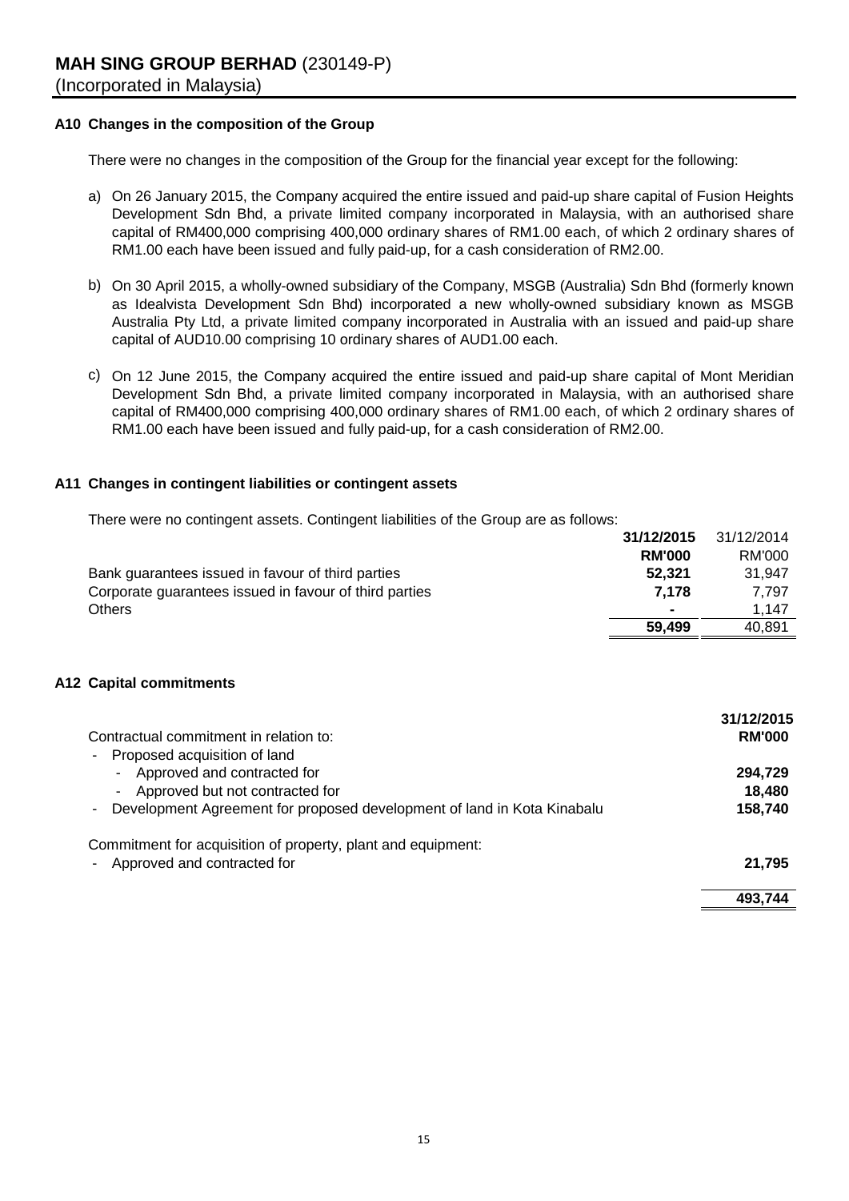**MAH SING GROUP BERHAD** (230149-P)
(Incorporated in Malaysia)

### A10 Changes in the composition of the Group

There were no changes in the composition of the Group for the financial year except for the following:

a) On 26 January 2015, the Company acquired the entire issued and paid-up share capital of Fusion Heights Development Sdn Bhd, a private limited company incorporated in Malaysia, with an authorised share capital of RM400,000 comprising 400,000 ordinary shares of RM1.00 each, of which 2 ordinary shares of RM1.00 each have been issued and fully paid-up, for a cash consideration of RM2.00.

b) On 30 April 2015, a wholly-owned subsidiary of the Company, MSGB (Australia) Sdn Bhd (formerly known as Idealvista Development Sdn Bhd) incorporated a new wholly-owned subsidiary known as MSGB Australia Pty Ltd, a private limited company incorporated in Australia with an issued and paid-up share capital of AUD10.00 comprising 10 ordinary shares of AUD1.00 each.

c) On 12 June 2015, the Company acquired the entire issued and paid-up share capital of Mont Meridian Development Sdn Bhd, a private limited company incorporated in Malaysia, with an authorised share capital of RM400,000 comprising 400,000 ordinary shares of RM1.00 each, of which 2 ordinary shares of RM1.00 each have been issued and fully paid-up, for a cash consideration of RM2.00.

### A11 Changes in contingent liabilities or contingent assets

There were no contingent assets. Contingent liabilities of the Group are as follows:

| | **31/12/2015** | 31/12/2014 |
|---|---|---|
| | **RM'000** | RM'000 |
| Bank guarantees issued in favour of third parties | **52,321** | 31,947 |
| Corporate guarantees issued in favour of third parties | **7,178** | 7,797 |
| Others | **-** | 1,147 |
| | **59,499** | 40,891 |

### A12 Capital commitments

| | **31/12/2015** |
|---|---|
| Contractual commitment in relation to: | **RM'000** |
| - Proposed acquisition of land | |
| - Approved and contracted for | **294,729** |
| - Approved but not contracted for | **18,480** |
| - Development Agreement for proposed development of land in Kota Kinabalu | **158,740** |
| Commitment for acquisition of property, plant and equipment: | |
| - Approved and contracted for | **21,795** |
| | **493,744** |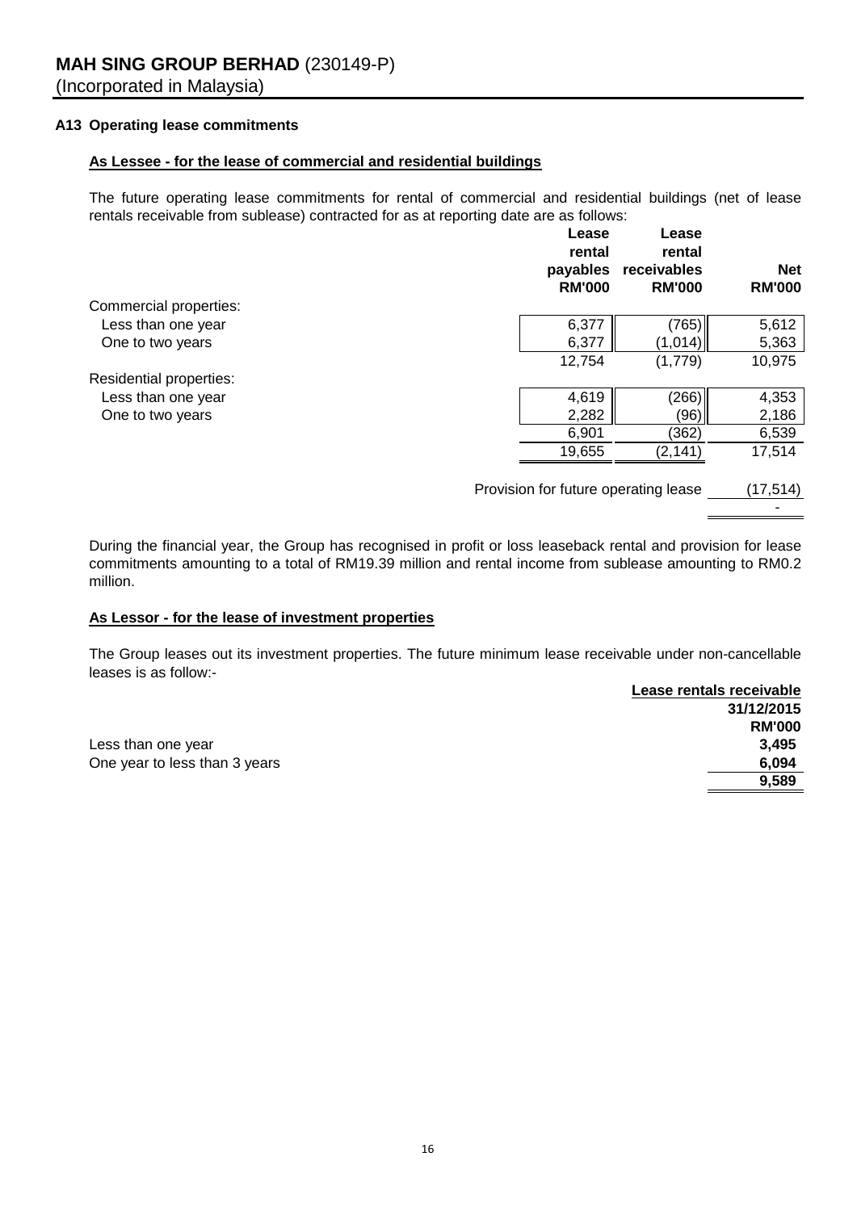**MAH SING GROUP BERHAD** (230149-P)
(Incorporated in Malaysia)

### A13 Operating lease commitments

**As Lessee - for the lease of commercial and residential buildings**

The future operating lease commitments for rental of commercial and residential buildings (net of lease rentals receivable from sublease) contracted for as at reporting date are as follows:

| | Lease rental payables RM'000 | Lease rental receivables RM'000 | Net RM'000 |
|---|---|---|---|
| Commercial properties: | | | |
| Less than one year | 6,377 | (765) | 5,612 |
| One to two years | 6,377 | (1,014) | 5,363 |
| | 12,754 | (1,779) | 10,975 |
| Residential properties: | | | |
| Less than one year | 4,619 | (266) | 4,353 |
| One to two years | 2,282 | (96) | 2,186 |
| | 6,901 | (362) | 6,539 |
| | 19,655 | (2,141) | 17,514 |
| Provision for future operating lease | | | (17,514) |
| | | | - |

During the financial year, the Group has recognised in profit or loss leaseback rental and provision for lease commitments amounting to a total of RM19.39 million and rental income from sublease amounting to RM0.2 million.

**As Lessor - for the lease of investment properties**

The Group leases out its investment properties. The future minimum lease receivable under non-cancellable leases is as follow:-

| | Lease rentals receivable 31/12/2015 RM'000 |
|---|---|
| Less than one year | **3,495** |
| One year to less than 3 years | **6,094** |
| | **9,589** |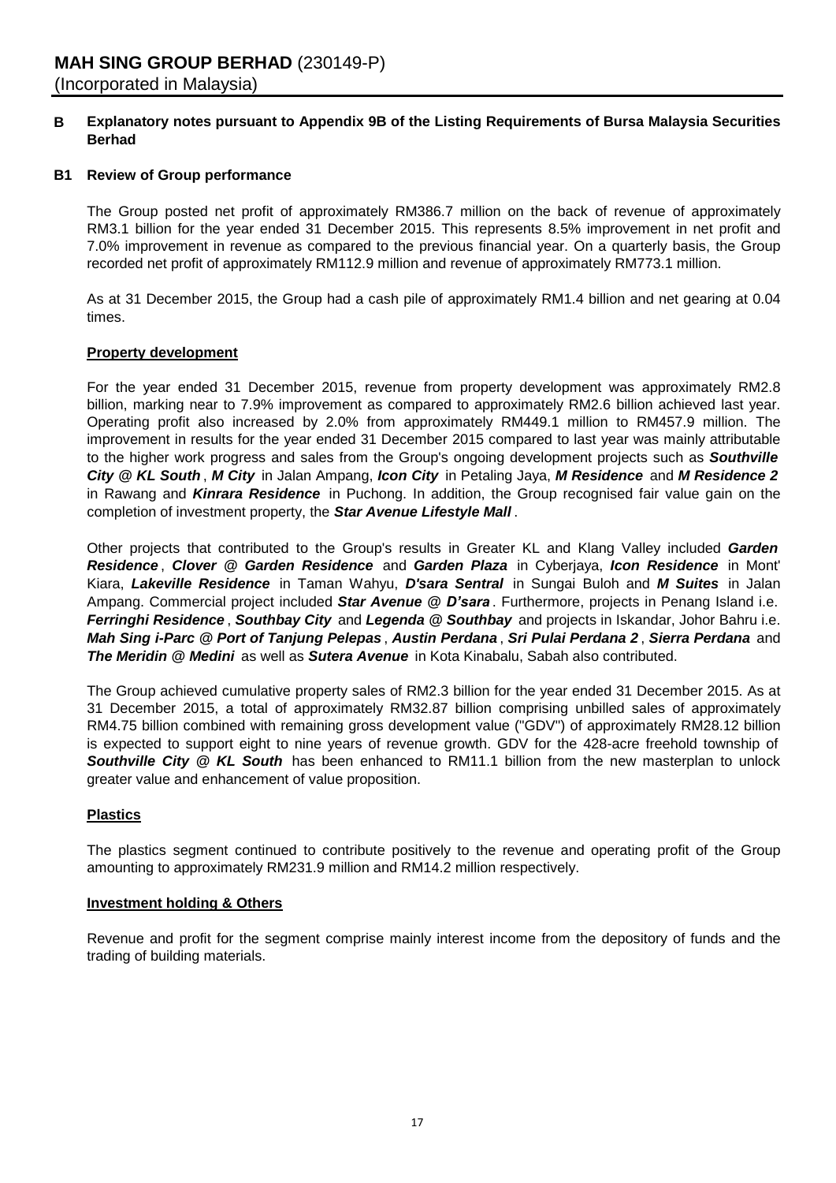**B Explanatory notes pursuant to Appendix 9B of the Listing Requirements of Bursa Malaysia Securities Berhad**

**B1 Review of Group performance**

The Group posted net profit of approximately RM386.7 million on the back of revenue of approximately RM3.1 billion for the year ended 31 December 2015. This represents 8.5% improvement in net profit and 7.0% improvement in revenue as compared to the previous financial year. On a quarterly basis, the Group recorded net profit of approximately RM112.9 million and revenue of approximately RM773.1 million.

As at 31 December 2015, the Group had a cash pile of approximately RM1.4 billion and net gearing at 0.04 times.

**Property development**

For the year ended 31 December 2015, revenue from property development was approximately RM2.8 billion, marking near to 7.9% improvement as compared to approximately RM2.6 billion achieved last year. Operating profit also increased by 2.0% from approximately RM449.1 million to RM457.9 million. The improvement in results for the year ended 31 December 2015 compared to last year was mainly attributable to the higher work progress and sales from the Group's ongoing development projects such as ***Southville City @ KL South***, ***M City*** in Jalan Ampang, ***Icon City*** in Petaling Jaya, ***M Residence*** and ***M Residence 2*** in Rawang and ***Kinrara Residence*** in Puchong. In addition, the Group recognised fair value gain on the completion of investment property, the ***Star Avenue Lifestyle Mall***.

Other projects that contributed to the Group's results in Greater KL and Klang Valley included ***Garden Residence***, ***Clover @ Garden Residence*** and ***Garden Plaza*** in Cyberjaya, ***Icon Residence*** in Mont' Kiara, ***Lakeville Residence*** in Taman Wahyu, ***D'sara Sentral*** in Sungai Buloh and ***M Suites*** in Jalan Ampang. Commercial project included ***Star Avenue @ D'sara***. Furthermore, projects in Penang Island i.e. ***Ferringhi Residence***, ***Southbay City*** and ***Legenda @ Southbay*** and projects in Iskandar, Johor Bahru i.e. ***Mah Sing i-Parc @ Port of Tanjung Pelepas***, ***Austin Perdana***, ***Sri Pulai Perdana 2***, ***Sierra Perdana*** and ***The Meridin @ Medini*** as well as ***Sutera Avenue*** in Kota Kinabalu, Sabah also contributed.

The Group achieved cumulative property sales of RM2.3 billion for the year ended 31 December 2015. As at 31 December 2015, a total of approximately RM32.87 billion comprising unbilled sales of approximately RM4.75 billion combined with remaining gross development value ("GDV") of approximately RM28.12 billion is expected to support eight to nine years of revenue growth. GDV for the 428-acre freehold township of ***Southville City @ KL South*** has been enhanced to RM11.1 billion from the new masterplan to unlock greater value and enhancement of value proposition.

**Plastics**

The plastics segment continued to contribute positively to the revenue and operating profit of the Group amounting to approximately RM231.9 million and RM14.2 million respectively.

**Investment holding & Others**

Revenue and profit for the segment comprise mainly interest income from the depository of funds and the trading of building materials.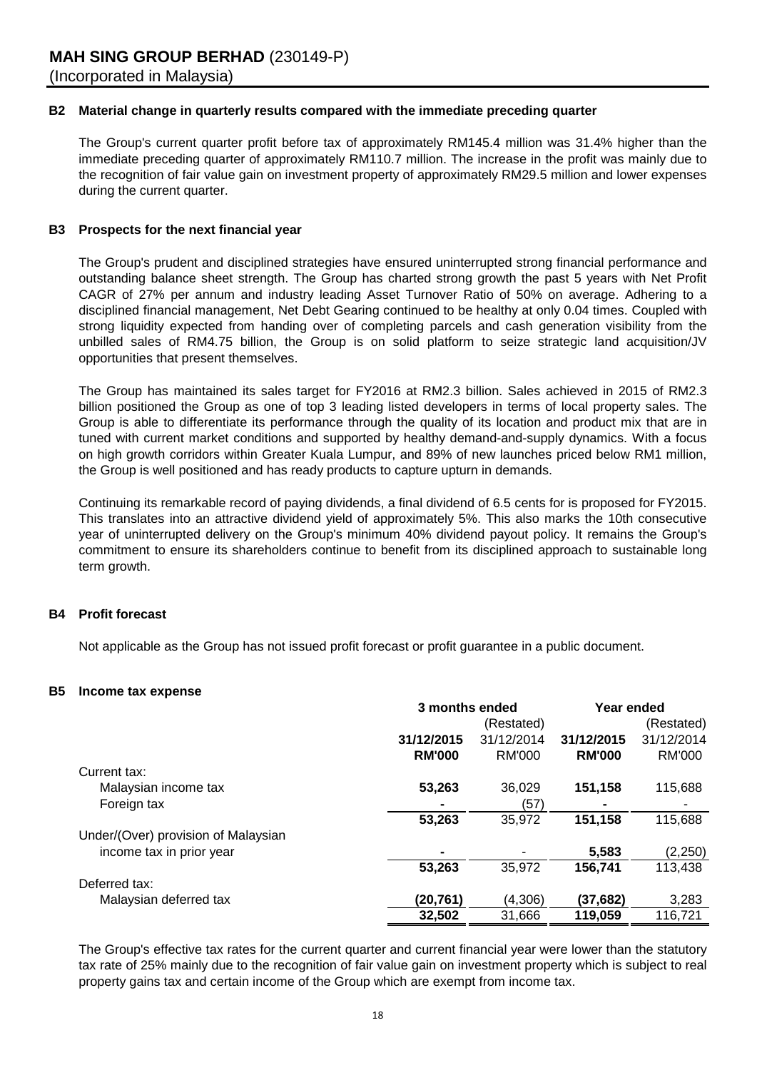## B2 Material change in quarterly results compared with the immediate preceding quarter

The Group's current quarter profit before tax of approximately RM145.4 million was 31.4% higher than the immediate preceding quarter of approximately RM110.7 million. The increase in the profit was mainly due to the recognition of fair value gain on investment property of approximately RM29.5 million and lower expenses during the current quarter.

## B3 Prospects for the next financial year

The Group's prudent and disciplined strategies have ensured uninterrupted strong financial performance and outstanding balance sheet strength. The Group has charted strong growth the past 5 years with Net Profit CAGR of 27% per annum and industry leading Asset Turnover Ratio of 50% on average. Adhering to a disciplined financial management, Net Debt Gearing continued to be healthy at only 0.04 times. Coupled with strong liquidity expected from handing over of completing parcels and cash generation visibility from the unbilled sales of RM4.75 billion, the Group is on solid platform to seize strategic land acquisition/JV opportunities that present themselves.

The Group has maintained its sales target for FY2016 at RM2.3 billion. Sales achieved in 2015 of RM2.3 billion positioned the Group as one of top 3 leading listed developers in terms of local property sales. The Group is able to differentiate its performance through the quality of its location and product mix that are in tuned with current market conditions and supported by healthy demand-and-supply dynamics. With a focus on high growth corridors within Greater Kuala Lumpur, and 89% of new launches priced below RM1 million, the Group is well positioned and has ready products to capture upturn in demands.

Continuing its remarkable record of paying dividends, a final dividend of 6.5 cents for is proposed for FY2015. This translates into an attractive dividend yield of approximately 5%. This also marks the 10th consecutive year of uninterrupted delivery on the Group's minimum 40% dividend payout policy. It remains the Group's commitment to ensure its shareholders continue to benefit from its disciplined approach to sustainable long term growth.

## B4 Profit forecast

Not applicable as the Group has not issued profit forecast or profit guarantee in a public document.

## B5 Income tax expense

| | 3 months ended | | Year ended | |
|---|---|---|---|---|
| | | (Restated) | | (Restated) |
| | **31/12/2015** | 31/12/2014 | **31/12/2015** | 31/12/2014 |
| | **RM'000** | RM'000 | **RM'000** | RM'000 |
| Current tax: | | | | |
| Malaysian income tax | **53,263** | 36,029 | **151,158** | 115,688 |
| Foreign tax | **-** | (57) | **-** | - |
| | **53,263** | 35,972 | **151,158** | 115,688 |
| Under/(Over) provision of Malaysian income tax in prior year | **-** | - | **5,583** | (2,250) |
| | **53,263** | 35,972 | **156,741** | 113,438 |
| Deferred tax: | | | | |
| Malaysian deferred tax | **(20,761)** | (4,306) | **(37,682)** | 3,283 |
| | **32,502** | 31,666 | **119,059** | 116,721 |

The Group's effective tax rates for the current quarter and current financial year were lower than the statutory tax rate of 25% mainly due to the recognition of fair value gain on investment property which is subject to real property gains tax and certain income of the Group which are exempt from income tax.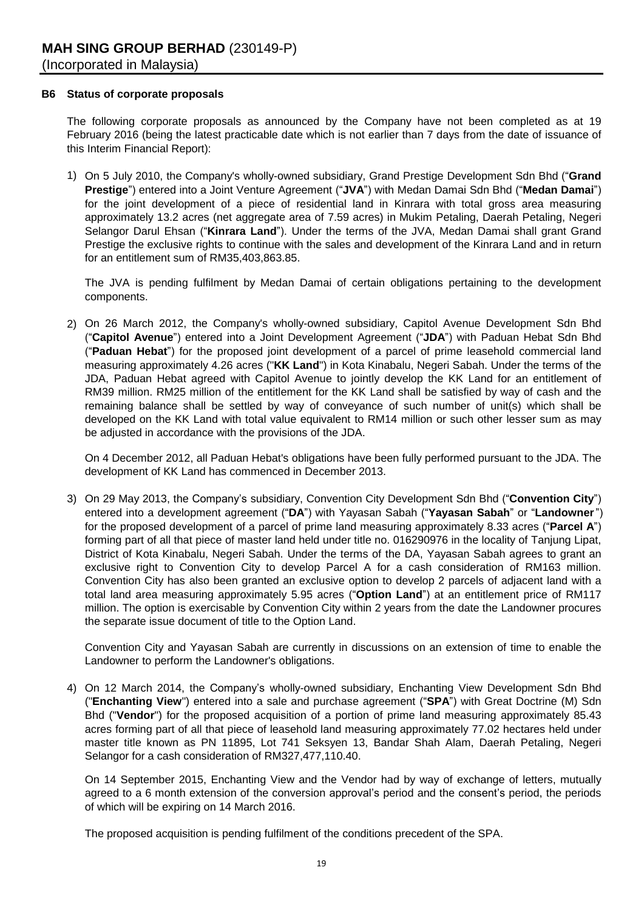### B6 Status of corporate proposals

The following corporate proposals as announced by the Company have not been completed as at 19 February 2016 (being the latest practicable date which is not earlier than 7 days from the date of issuance of this Interim Financial Report):

1) On 5 July 2010, the Company's wholly-owned subsidiary, Grand Prestige Development Sdn Bhd ("**Grand Prestige**") entered into a Joint Venture Agreement ("**JVA**") with Medan Damai Sdn Bhd ("**Medan Damai**") for the joint development of a piece of residential land in Kinrara with total gross area measuring approximately 13.2 acres (net aggregate area of 7.59 acres) in Mukim Petaling, Daerah Petaling, Negeri Selangor Darul Ehsan ("**Kinrara Land**"). Under the terms of the JVA, Medan Damai shall grant Grand Prestige the exclusive rights to continue with the sales and development of the Kinrara Land and in return for an entitlement sum of RM35,403,863.85.

   The JVA is pending fulfilment by Medan Damai of certain obligations pertaining to the development components.

2) On 26 March 2012, the Company's wholly-owned subsidiary, Capitol Avenue Development Sdn Bhd ("**Capitol Avenue**") entered into a Joint Development Agreement ("**JDA**") with Paduan Hebat Sdn Bhd ("**Paduan Hebat**") for the proposed joint development of a parcel of prime leasehold commercial land measuring approximately 4.26 acres ("**KK Land**") in Kota Kinabalu, Negeri Sabah. Under the terms of the JDA, Paduan Hebat agreed with Capitol Avenue to jointly develop the KK Land for an entitlement of RM39 million. RM25 million of the entitlement for the KK Land shall be satisfied by way of cash and the remaining balance shall be settled by way of conveyance of such number of unit(s) which shall be developed on the KK Land with total value equivalent to RM14 million or such other lesser sum as may be adjusted in accordance with the provisions of the JDA.

   On 4 December 2012, all Paduan Hebat's obligations have been fully performed pursuant to the JDA. The development of KK Land has commenced in December 2013.

3) On 29 May 2013, the Company's subsidiary, Convention City Development Sdn Bhd ("**Convention City**") entered into a development agreement ("**DA**") with Yayasan Sabah ("**Yayasan Sabah**" or "**Landowner**") for the proposed development of a parcel of prime land measuring approximately 8.33 acres ("**Parcel A**") forming part of all that piece of master land held under title no. 016290976 in the locality of Tanjung Lipat, District of Kota Kinabalu, Negeri Sabah. Under the terms of the DA, Yayasan Sabah agrees to grant an exclusive right to Convention City to develop Parcel A for a cash consideration of RM163 million. Convention City has also been granted an exclusive option to develop 2 parcels of adjacent land with a total land area measuring approximately 5.95 acres ("**Option Land**") at an entitlement price of RM117 million. The option is exercisable by Convention City within 2 years from the date the Landowner procures the separate issue document of title to the Option Land.

   Convention City and Yayasan Sabah are currently in discussions on an extension of time to enable the Landowner to perform the Landowner's obligations.

4) On 12 March 2014, the Company's wholly-owned subsidiary, Enchanting View Development Sdn Bhd ("**Enchanting View**") entered into a sale and purchase agreement ("**SPA**") with Great Doctrine (M) Sdn Bhd ("**Vendor**") for the proposed acquisition of a portion of prime land measuring approximately 85.43 acres forming part of all that piece of leasehold land measuring approximately 77.02 hectares held under master title known as PN 11895, Lot 741 Seksyen 13, Bandar Shah Alam, Daerah Petaling, Negeri Selangor for a cash consideration of RM327,477,110.40.

   On 14 September 2015, Enchanting View and the Vendor had by way of exchange of letters, mutually agreed to a 6 month extension of the conversion approval's period and the consent's period, the periods of which will be expiring on 14 March 2016.

   The proposed acquisition is pending fulfilment of the conditions precedent of the SPA.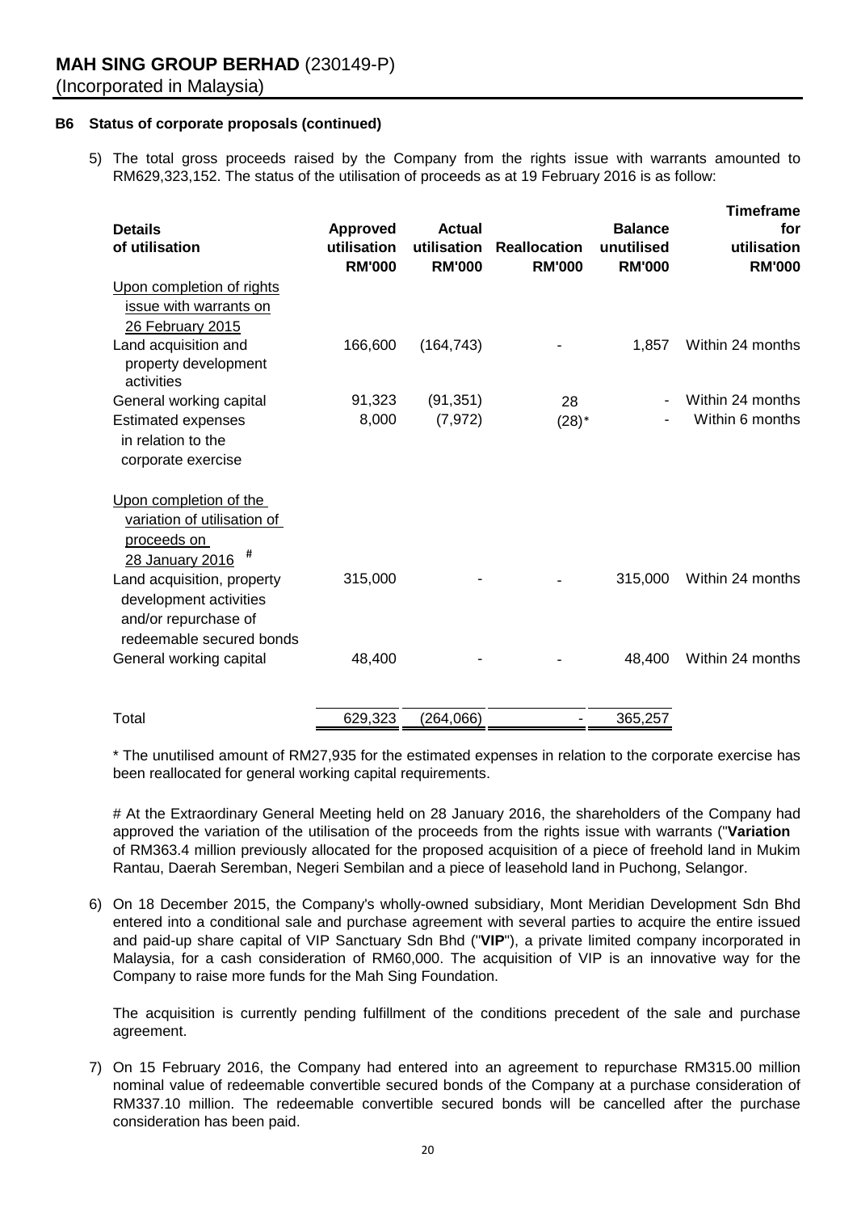**B6 Status of corporate proposals (continued)**

5) The total gross proceeds raised by the Company from the rights issue with warrants amounted to RM629,323,152. The status of the utilisation of proceeds as at 19 February 2016 is as follow:

| Details of utilisation | Approved utilisation RM'000 | Actual utilisation RM'000 | Reallocation RM'000 | Balance unutilised RM'000 | Timeframe for utilisation RM'000 |
|---|---|---|---|---|---|
| Upon completion of rights issue with warrants on 26 February 2015 | | | | | |
| Land acquisition and property development activities | 166,600 | (164,743) | - | 1,857 | Within 24 months |
| General working capital | 91,323 | (91,351) | 28 | - | Within 24 months |
| Estimated expenses in relation to the corporate exercise | 8,000 | (7,972) | (28)* | - | Within 6 months |
| Upon completion of the variation of utilisation of proceeds on 28 January 2016 # | | | | | |
| Land acquisition, property development activities and/or repurchase of redeemable secured bonds | 315,000 | - | - | 315,000 | Within 24 months |
| General working capital | 48,400 | - | - | 48,400 | Within 24 months |
| Total | 629,323 | (264,066) | - | 365,257 | |

\* The unutilised amount of RM27,935 for the estimated expenses in relation to the corporate exercise has been reallocated for general working capital requirements.

\# At the Extraordinary General Meeting held on 28 January 2016, the shareholders of the Company had approved the variation of the utilisation of the proceeds from the rights issue with warrants ("**Variation** of RM363.4 million previously allocated for the proposed acquisition of a piece of freehold land in Mukim Rantau, Daerah Seremban, Negeri Sembilan and a piece of leasehold land in Puchong, Selangor.

6) On 18 December 2015, the Company's wholly-owned subsidiary, Mont Meridian Development Sdn Bhd entered into a conditional sale and purchase agreement with several parties to acquire the entire issued and paid-up share capital of VIP Sanctuary Sdn Bhd ("**VIP**"), a private limited company incorporated in Malaysia, for a cash consideration of RM60,000. The acquisition of VIP is an innovative way for the Company to raise more funds for the Mah Sing Foundation.

   The acquisition is currently pending fulfillment of the conditions precedent of the sale and purchase agreement.

7) On 15 February 2016, the Company had entered into an agreement to repurchase RM315.00 million nominal value of redeemable convertible secured bonds of the Company at a purchase consideration of RM337.10 million. The redeemable convertible secured bonds will be cancelled after the purchase consideration has been paid.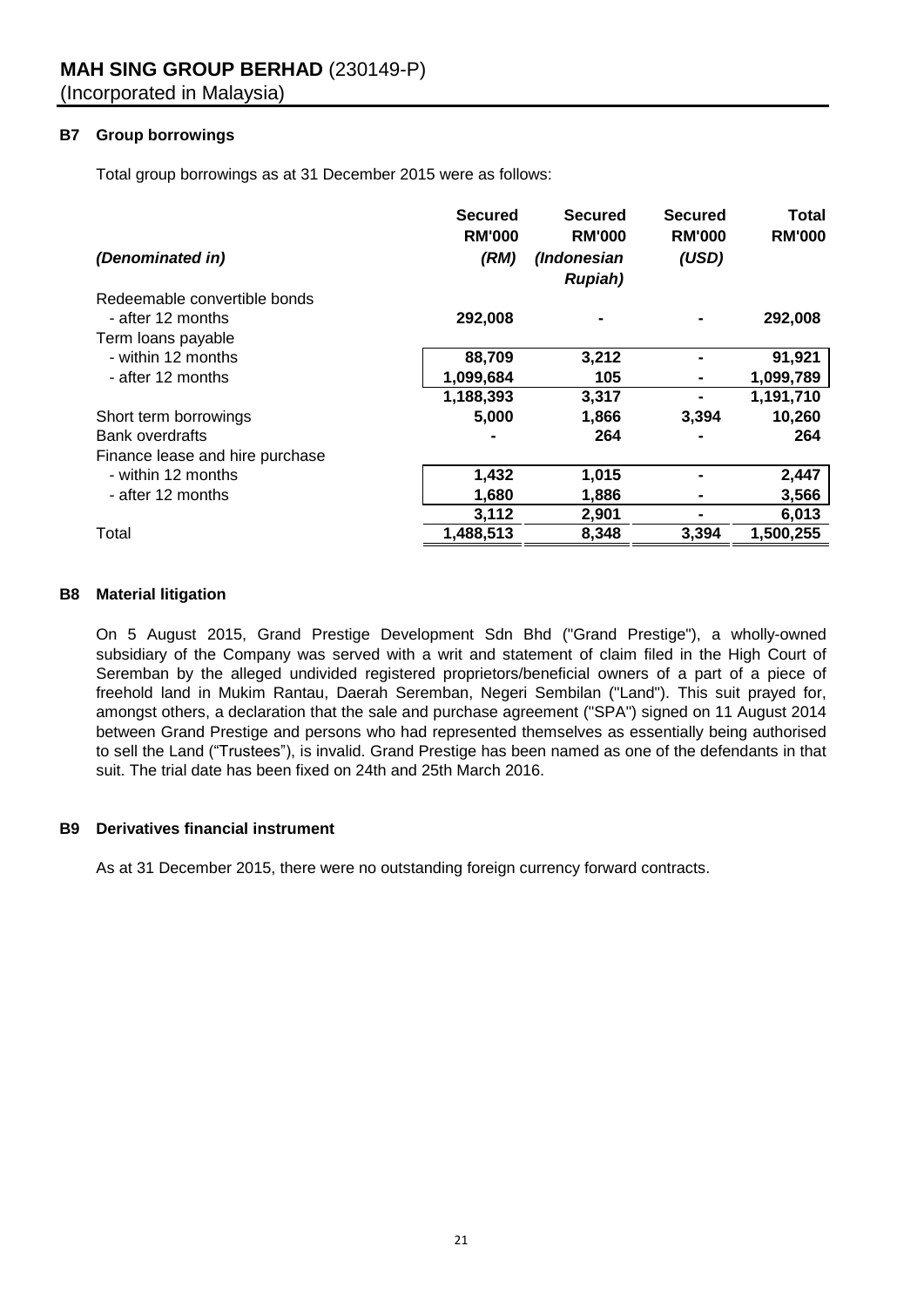**MAH SING GROUP BERHAD** (230149-P)
(Incorporated in Malaysia)

### B7 Group borrowings

Total group borrowings as at 31 December 2015 were as follows:

| *(Denominated in)* | **Secured RM'000** *(RM)* | **Secured RM'000** *(Indonesian Rupiah)* | **Secured RM'000** *(USD)* | **Total RM'000** |
|---|---|---|---|---|
| Redeemable convertible bonds | | | | |
| - after 12 months | **292,008** | **-** | **-** | **292,008** |
| Term loans payable | | | | |
| - within 12 months | **88,709** | **3,212** | **-** | **91,921** |
| - after 12 months | **1,099,684** | **105** | **-** | **1,099,789** |
| | **1,188,393** | **3,317** | **-** | **1,191,710** |
| Short term borrowings | **5,000** | **1,866** | **3,394** | **10,260** |
| Bank overdrafts | **-** | **264** | **-** | **264** |
| Finance lease and hire purchase | | | | |
| - within 12 months | **1,432** | **1,015** | **-** | **2,447** |
| - after 12 months | **1,680** | **1,886** | **-** | **3,566** |
| | **3,112** | **2,901** | **-** | **6,013** |
| Total | **1,488,513** | **8,348** | **3,394** | **1,500,255** |

### B8 Material litigation

On 5 August 2015, Grand Prestige Development Sdn Bhd ("Grand Prestige"), a wholly-owned subsidiary of the Company was served with a writ and statement of claim filed in the High Court of Seremban by the alleged undivided registered proprietors/beneficial owners of a part of a piece of freehold land in Mukim Rantau, Daerah Seremban, Negeri Sembilan ("Land"). This suit prayed for, amongst others, a declaration that the sale and purchase agreement ("SPA") signed on 11 August 2014 between Grand Prestige and persons who had represented themselves as essentially being authorised to sell the Land ("Trustees"), is invalid. Grand Prestige has been named as one of the defendants in that suit. The trial date has been fixed on 24th and 25th March 2016.

### B9 Derivatives financial instrument

As at 31 December 2015, there were no outstanding foreign currency forward contracts.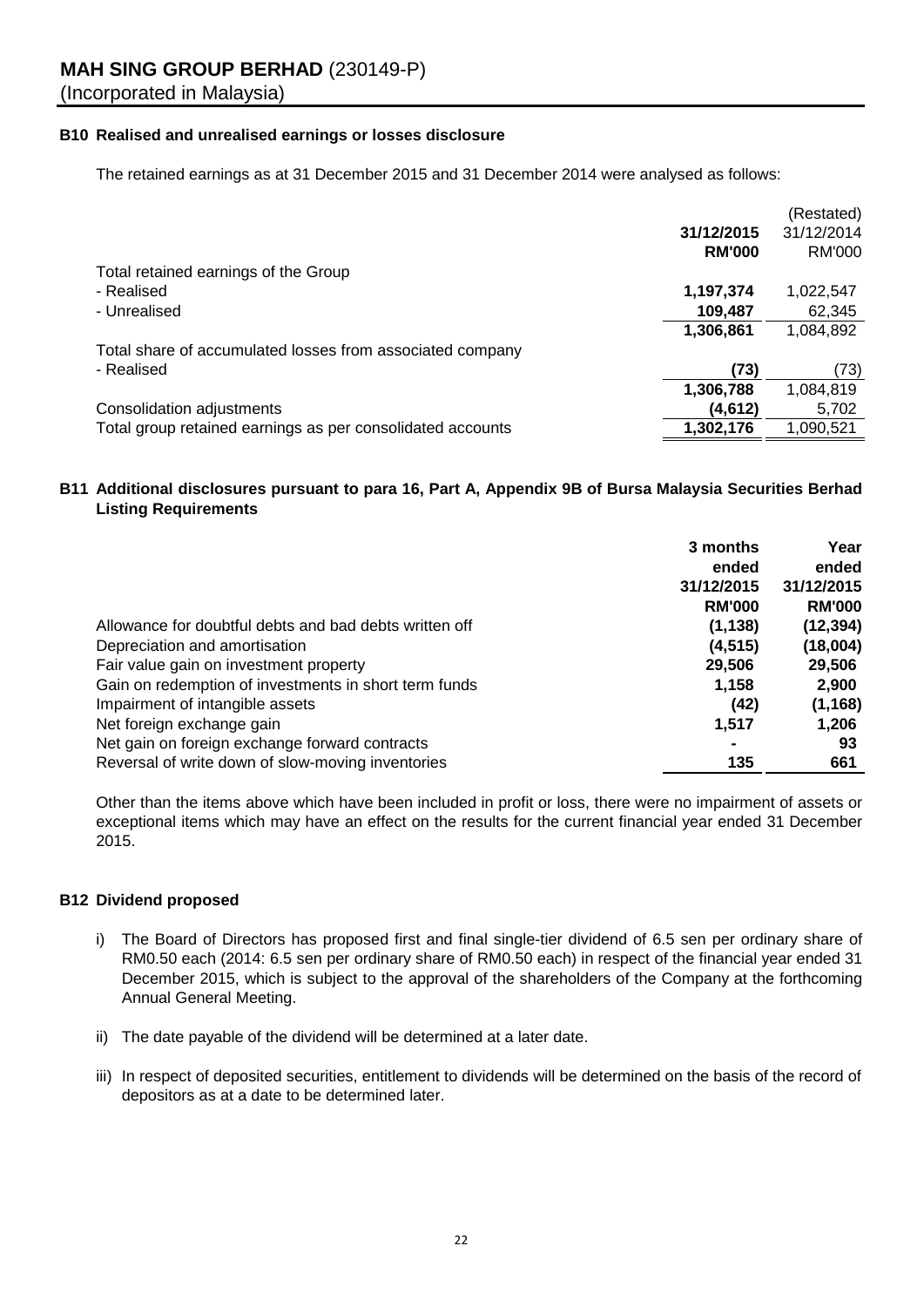**MAH SING GROUP BERHAD** (230149-P)
(Incorporated in Malaysia)

### B10 Realised and unrealised earnings or losses disclosure

The retained earnings as at 31 December 2015 and 31 December 2014 were analysed as follows:

| | **31/12/2015** **RM'000** | (Restated) 31/12/2014 RM'000 |
|---|---|---|
| Total retained earnings of the Group | | |
| - Realised | **1,197,374** | 1,022,547 |
| - Unrealised | **109,487** | 62,345 |
| | **1,306,861** | 1,084,892 |
| Total share of accumulated losses from associated company | | |
| - Realised | **(73)** | (73) |
| | **1,306,788** | 1,084,819 |
| Consolidation adjustments | **(4,612)** | 5,702 |
| Total group retained earnings as per consolidated accounts | **1,302,176** | 1,090,521 |

### B11 Additional disclosures pursuant to para 16, Part A, Appendix 9B of Bursa Malaysia Securities Berhad Listing Requirements

| | **3 months ended 31/12/2015 RM'000** | **Year ended 31/12/2015 RM'000** |
|---|---|---|
| Allowance for doubtful debts and bad debts written off | **(1,138)** | **(12,394)** |
| Depreciation and amortisation | **(4,515)** | **(18,004)** |
| Fair value gain on investment property | **29,506** | **29,506** |
| Gain on redemption of investments in short term funds | **1,158** | **2,900** |
| Impairment of intangible assets | **(42)** | **(1,168)** |
| Net foreign exchange gain | **1,517** | **1,206** |
| Net gain on foreign exchange forward contracts | **-** | **93** |
| Reversal of write down of slow-moving inventories | **135** | **661** |

Other than the items above which have been included in profit or loss, there were no impairment of assets or exceptional items which may have an effect on the results for the current financial year ended 31 December 2015.

### B12 Dividend proposed

i) The Board of Directors has proposed first and final single-tier dividend of 6.5 sen per ordinary share of RM0.50 each (2014: 6.5 sen per ordinary share of RM0.50 each) in respect of the financial year ended 31 December 2015, which is subject to the approval of the shareholders of the Company at the forthcoming Annual General Meeting.

ii) The date payable of the dividend will be determined at a later date.

iii) In respect of deposited securities, entitlement to dividends will be determined on the basis of the record of depositors as at a date to be determined later.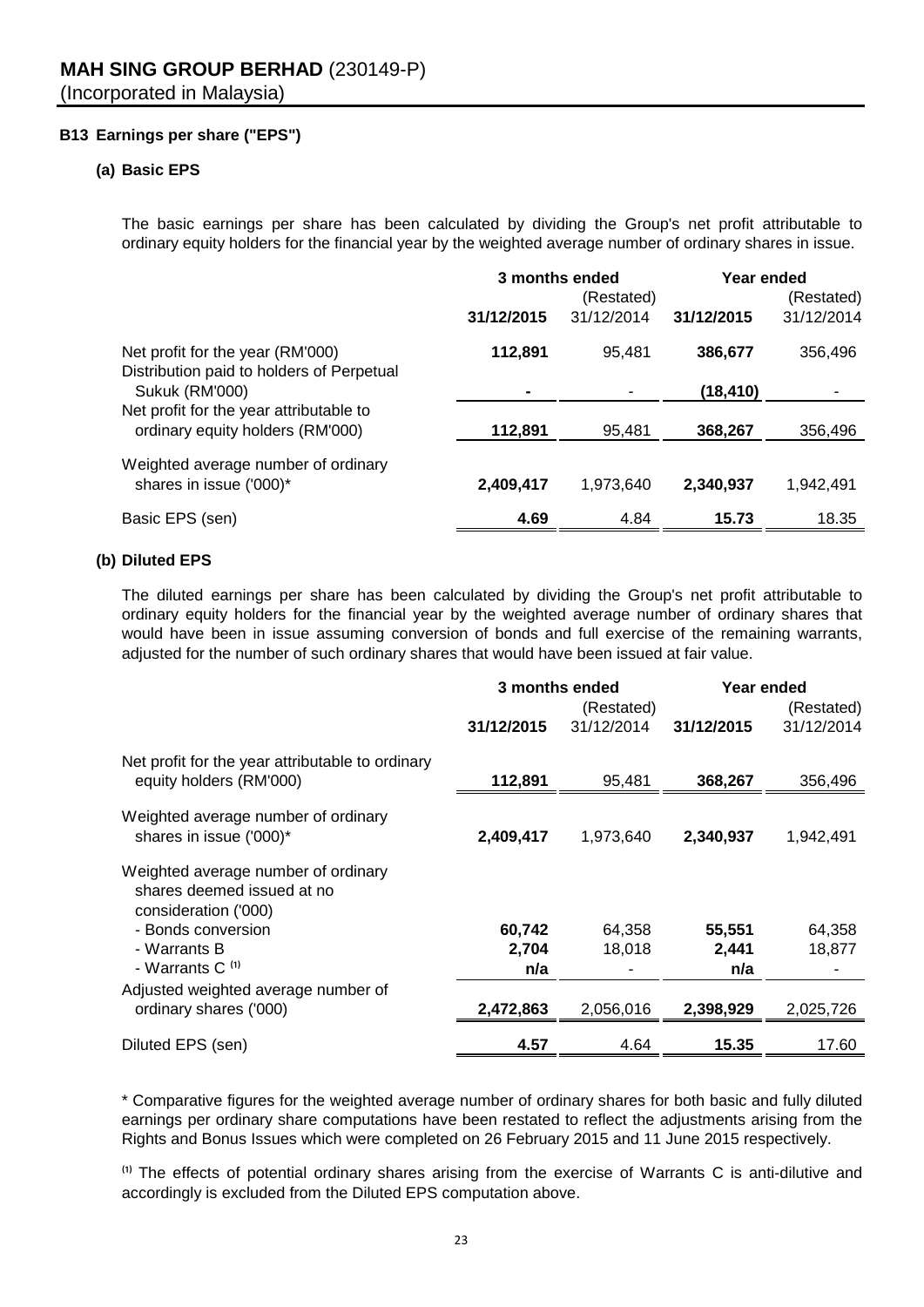# MAH SING GROUP BERHAD (230149-P)

(Incorporated in Malaysia)

## B13 Earnings per share ("EPS")

### (a) Basic EPS

The basic earnings per share has been calculated by dividing the Group's net profit attributable to ordinary equity holders for the financial year by the weighted average number of ordinary shares in issue.

| | 3 months ended | | Year ended | |
|---|---|---|---|---|
| | **31/12/2015** | (Restated) 31/12/2014 | **31/12/2015** | (Restated) 31/12/2014 |
| Net profit for the year (RM'000) | **112,891** | 95,481 | **386,677** | 356,496 |
| Distribution paid to holders of Perpetual Sukuk (RM'000) | **-** | - | **(18,410)** | - |
| Net profit for the year attributable to ordinary equity holders (RM'000) | **112,891** | 95,481 | **368,267** | 356,496 |
| Weighted average number of ordinary shares in issue ('000)* | **2,409,417** | 1,973,640 | **2,340,937** | 1,942,491 |
| Basic EPS (sen) | **4.69** | 4.84 | **15.73** | 18.35 |

### (b) Diluted EPS

The diluted earnings per share has been calculated by dividing the Group's net profit attributable to ordinary equity holders for the financial year by the weighted average number of ordinary shares that would have been in issue assuming conversion of bonds and full exercise of the remaining warrants, adjusted for the number of such ordinary shares that would have been issued at fair value.

| | 3 months ended | | Year ended | |
|---|---|---|---|---|
| | **31/12/2015** | (Restated) 31/12/2014 | **31/12/2015** | (Restated) 31/12/2014 |
| Net profit for the year attributable to ordinary equity holders (RM'000) | **112,891** | 95,481 | **368,267** | 356,496 |
| Weighted average number of ordinary shares in issue ('000)* | **2,409,417** | 1,973,640 | **2,340,937** | 1,942,491 |
| Weighted average number of ordinary shares deemed issued at no consideration ('000) | | | | |
| - Bonds conversion | **60,742** | 64,358 | **55,551** | 64,358 |
| - Warrants B | **2,704** | 18,018 | **2,441** | 18,877 |
| - Warrants C [(1)] | **n/a** | - | **n/a** | - |
| Adjusted weighted average number of ordinary shares ('000) | **2,472,863** | 2,056,016 | **2,398,929** | 2,025,726 |
| Diluted EPS (sen) | **4.57** | 4.64 | **15.35** | 17.60 |

* Comparative figures for the weighted average number of ordinary shares for both basic and fully diluted earnings per ordinary share computations have been restated to reflect the adjustments arising from the Rights and Bonus Issues which were completed on 26 February 2015 and 11 June 2015 respectively.

[(1)] The effects of potential ordinary shares arising from the exercise of Warrants C is anti-dilutive and accordingly is excluded from the Diluted EPS computation above.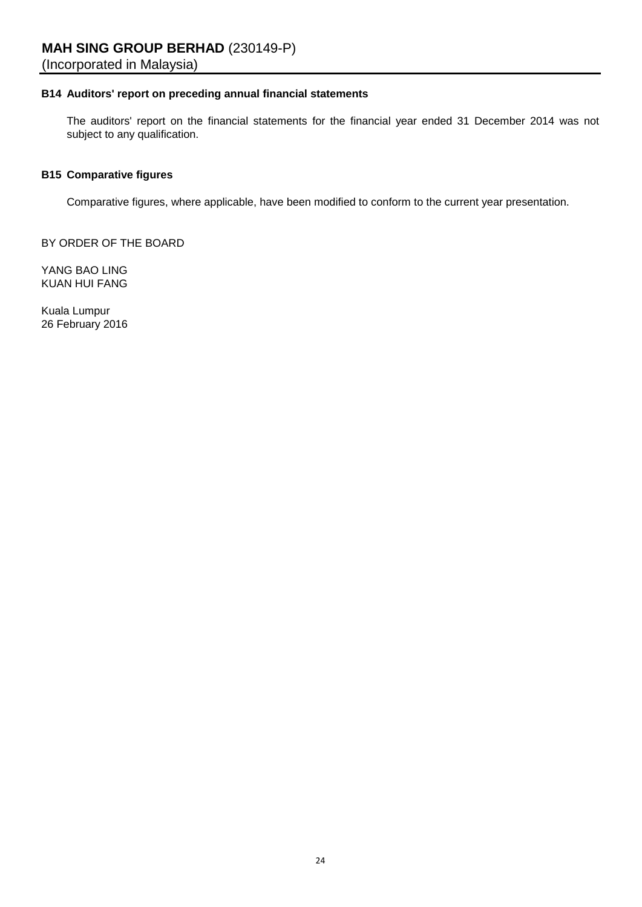**MAH SING GROUP BERHAD** (230149-P)
(Incorporated in Malaysia)

### B14 Auditors' report on preceding annual financial statements

The auditors' report on the financial statements for the financial year ended 31 December 2014 was not subject to any qualification.

### B15 Comparative figures

Comparative figures, where applicable, have been modified to conform to the current year presentation.

BY ORDER OF THE BOARD

YANG BAO LING
KUAN HUI FANG

Kuala Lumpur
26 February 2016